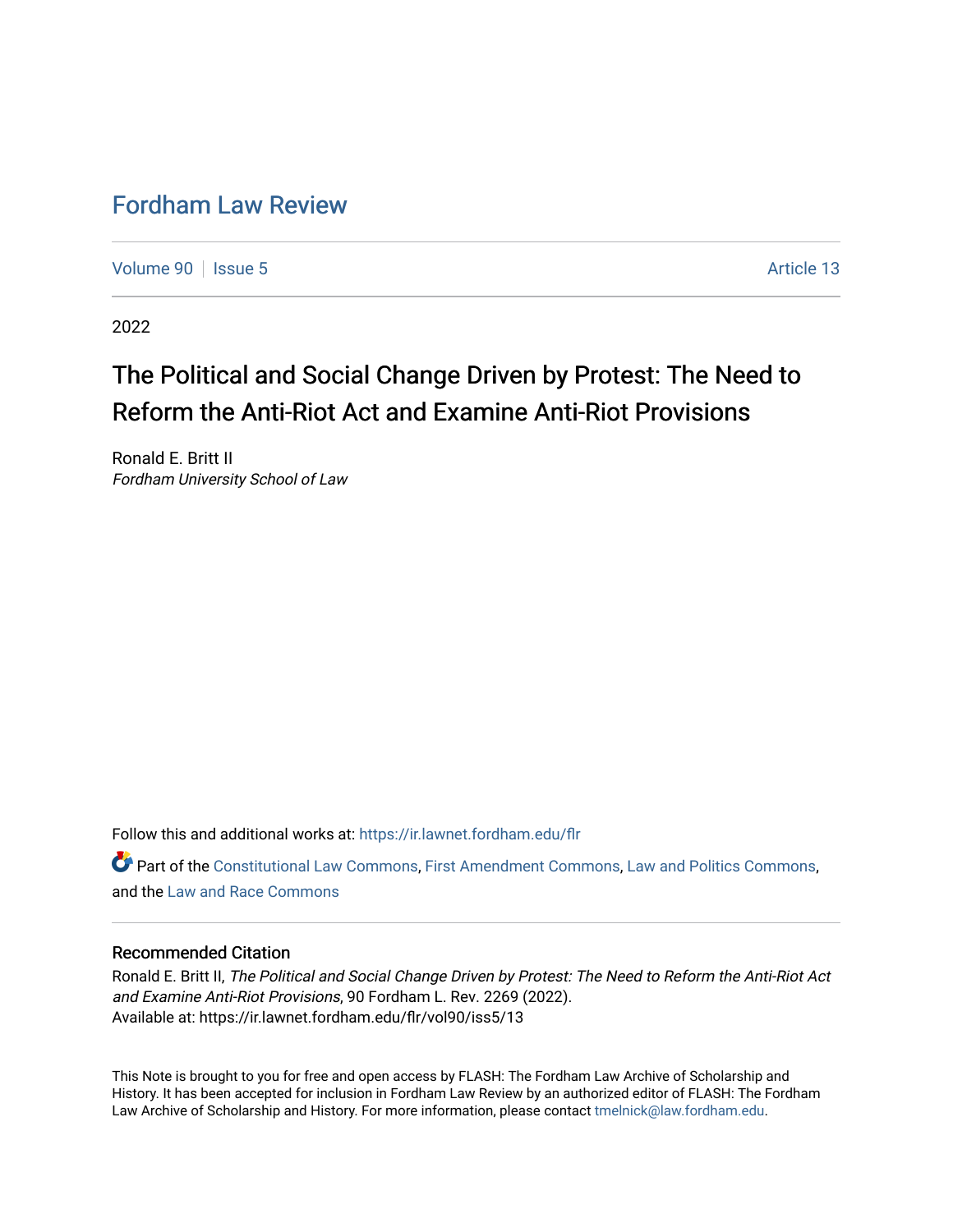# Fordham Law Review

Volume 90 | Issue 5 | Article 13

2022

## The Political and Social Change Driven by Protest: The Need to Reform the Anti-Riot Act and Examine Anti-Riot Provisions

Ronald E. Britt II
*Fordham University School of Law*

Follow this and additional works at: https://ir.lawnet.fordham.edu/flr

Part of the Constitutional Law Commons, First Amendment Commons, Law and Politics Commons, and the Law and Race Commons

### Recommended Citation

Ronald E. Britt II, *The Political and Social Change Driven by Protest: The Need to Reform the Anti-Riot Act and Examine Anti-Riot Provisions*, 90 Fordham L. Rev. 2269 (2022).
Available at: https://ir.lawnet.fordham.edu/flr/vol90/iss5/13

This Note is brought to you for free and open access by FLASH: The Fordham Law Archive of Scholarship and History. It has been accepted for inclusion in Fordham Law Review by an authorized editor of FLASH: The Fordham Law Archive of Scholarship and History. For more information, please contact tmelnick@law.fordham.edu.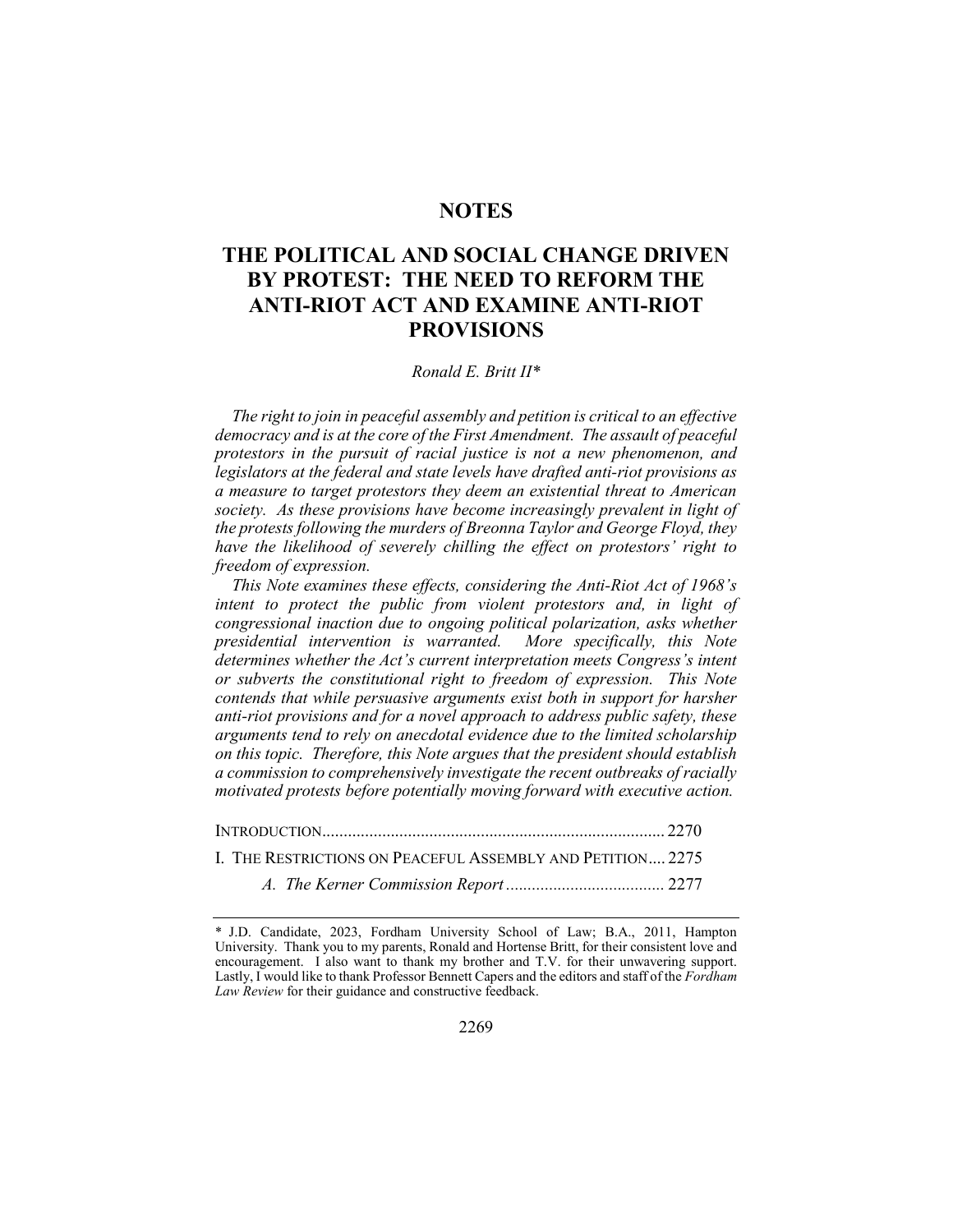# NOTES

# THE POLITICAL AND SOCIAL CHANGE DRIVEN BY PROTEST: THE NEED TO REFORM THE ANTI-RIOT ACT AND EXAMINE ANTI-RIOT PROVISIONS

*Ronald E. Britt II**

*The right to join in peaceful assembly and petition is critical to an effective democracy and is at the core of the First Amendment. The assault of peaceful protestors in the pursuit of racial justice is not a new phenomenon, and legislators at the federal and state levels have drafted anti-riot provisions as a measure to target protestors they deem an existential threat to American society. As these provisions have become increasingly prevalent in light of the protests following the murders of Breonna Taylor and George Floyd, they have the likelihood of severely chilling the effect on protestors' right to freedom of expression.*

*This Note examines these effects, considering the Anti-Riot Act of 1968's intent to protect the public from violent protestors and, in light of congressional inaction due to ongoing political polarization, asks whether presidential intervention is warranted. More specifically, this Note determines whether the Act's current interpretation meets Congress's intent or subverts the constitutional right to freedom of expression. This Note contends that while persuasive arguments exist both in support for harsher anti-riot provisions and for a novel approach to address public safety, these arguments tend to rely on anecdotal evidence due to the limited scholarship on this topic. Therefore, this Note argues that the president should establish a commission to comprehensively investigate the recent outbreaks of racially motivated protests before potentially moving forward with executive action.*

INTRODUCTION................................................................................2270

I. THE RESTRICTIONS ON PEACEFUL ASSEMBLY AND PETITION....2275

*A. The Kerner Commission Report*.....................................2277

---

\* J.D. Candidate, 2023, Fordham University School of Law; B.A., 2011, Hampton University. Thank you to my parents, Ronald and Hortense Britt, for their consistent love and encouragement. I also want to thank my brother and T.V. for their unwavering support. Lastly, I would like to thank Professor Bennett Capers and the editors and staff of the *Fordham Law Review* for their guidance and constructive feedback.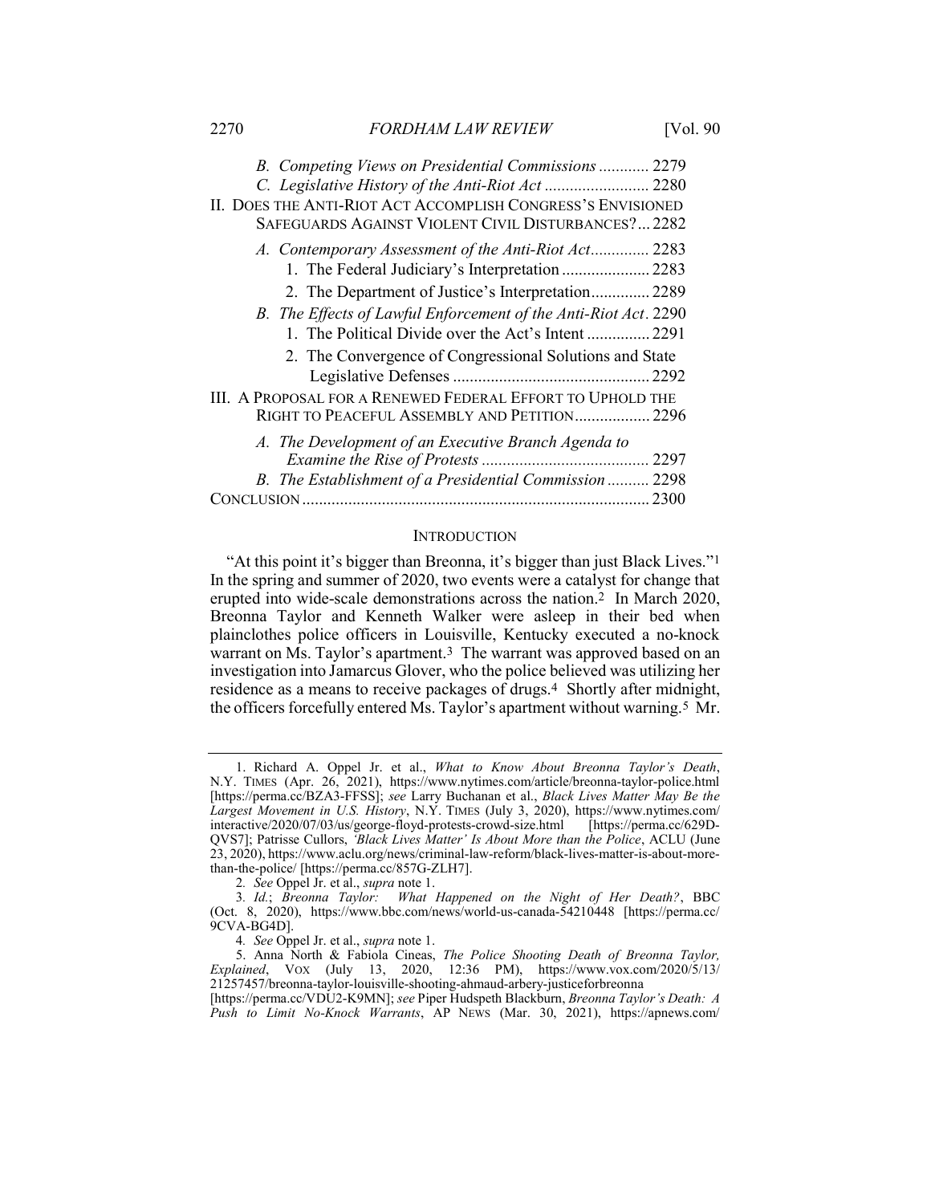B. Competing Views on Presidential Commissions ............ 2279

C. Legislative History of the Anti-Riot Act ......................... 2280

II. DOES THE ANTI-RIOT ACT ACCOMPLISH CONGRESS'S ENVISIONED SAFEGUARDS AGAINST VIOLENT CIVIL DISTURBANCES? ... 2282

A. Contemporary Assessment of the Anti-Riot Act.............. 2283

1. The Federal Judiciary's Interpretation ..................... 2283

2. The Department of Justice's Interpretation.............. 2289

B. The Effects of Lawful Enforcement of the Anti-Riot Act. 2290

1. The Political Divide over the Act's Intent ............... 2291

2. The Convergence of Congressional Solutions and State Legislative Defenses ............................................... 2292

III. A PROPOSAL FOR A RENEWED FEDERAL EFFORT TO UPHOLD THE RIGHT TO PEACEFUL ASSEMBLY AND PETITION.................. 2296

A. The Development of an Executive Branch Agenda to Examine the Rise of Protests ........................................ 2297

B. The Establishment of a Presidential Commission .......... 2298

CONCLUSION ................................................................................... 2300

## INTRODUCTION

"At this point it's bigger than Breonna, it's bigger than just Black Lives."[1] In the spring and summer of 2020, two events were a catalyst for change that erupted into wide-scale demonstrations across the nation.[2] In March 2020, Breonna Taylor and Kenneth Walker were asleep in their bed when plainclothes police officers in Louisville, Kentucky executed a no-knock warrant on Ms. Taylor's apartment.[3] The warrant was approved based on an investigation into Jamarcus Glover, who the police believed was utilizing her residence as a means to receive packages of drugs.[4] Shortly after midnight, the officers forcefully entered Ms. Taylor's apartment without warning.[5] Mr.

---

1. Richard A. Oppel Jr. et al., *What to Know About Breonna Taylor's Death*, N.Y. TIMES (Apr. 26, 2021), https://www.nytimes.com/article/breonna-taylor-police.html [https://perma.cc/BZA3-FFSS]; *see* Larry Buchanan et al., *Black Lives Matter May Be the Largest Movement in U.S. History*, N.Y. TIMES (July 3, 2020), https://www.nytimes.com/interactive/2020/07/03/us/george-floyd-protests-crowd-size.html [https://perma.cc/629D-QVS7]; Patrisse Cullors, *'Black Lives Matter' Is About More than the Police*, ACLU (June 23, 2020), https://www.aclu.org/news/criminal-law-reform/black-lives-matter-is-about-more-than-the-police/ [https://perma.cc/857G-ZLH7].

2. *See* Oppel Jr. et al., *supra* note 1.

3. *Id.*; *Breonna Taylor: What Happened on the Night of Her Death?*, BBC (Oct. 8, 2020), https://www.bbc.com/news/world-us-canada-54210448 [https://perma.cc/9CVA-BG4D].

4. *See* Oppel Jr. et al., *supra* note 1.

5. Anna North & Fabiola Cineas, *The Police Shooting Death of Breonna Taylor, Explained*, VOX (July 13, 2020, 12:36 PM), https://www.vox.com/2020/5/13/21257457/breonna-taylor-louisville-shooting-ahmaud-arbery-justiceforbreonna [https://perma.cc/VDU2-K9MN]; *see* Piper Hudspeth Blackburn, *Breonna Taylor's Death: A Push to Limit No-Knock Warrants*, AP NEWS (Mar. 30, 2021), https://apnews.com/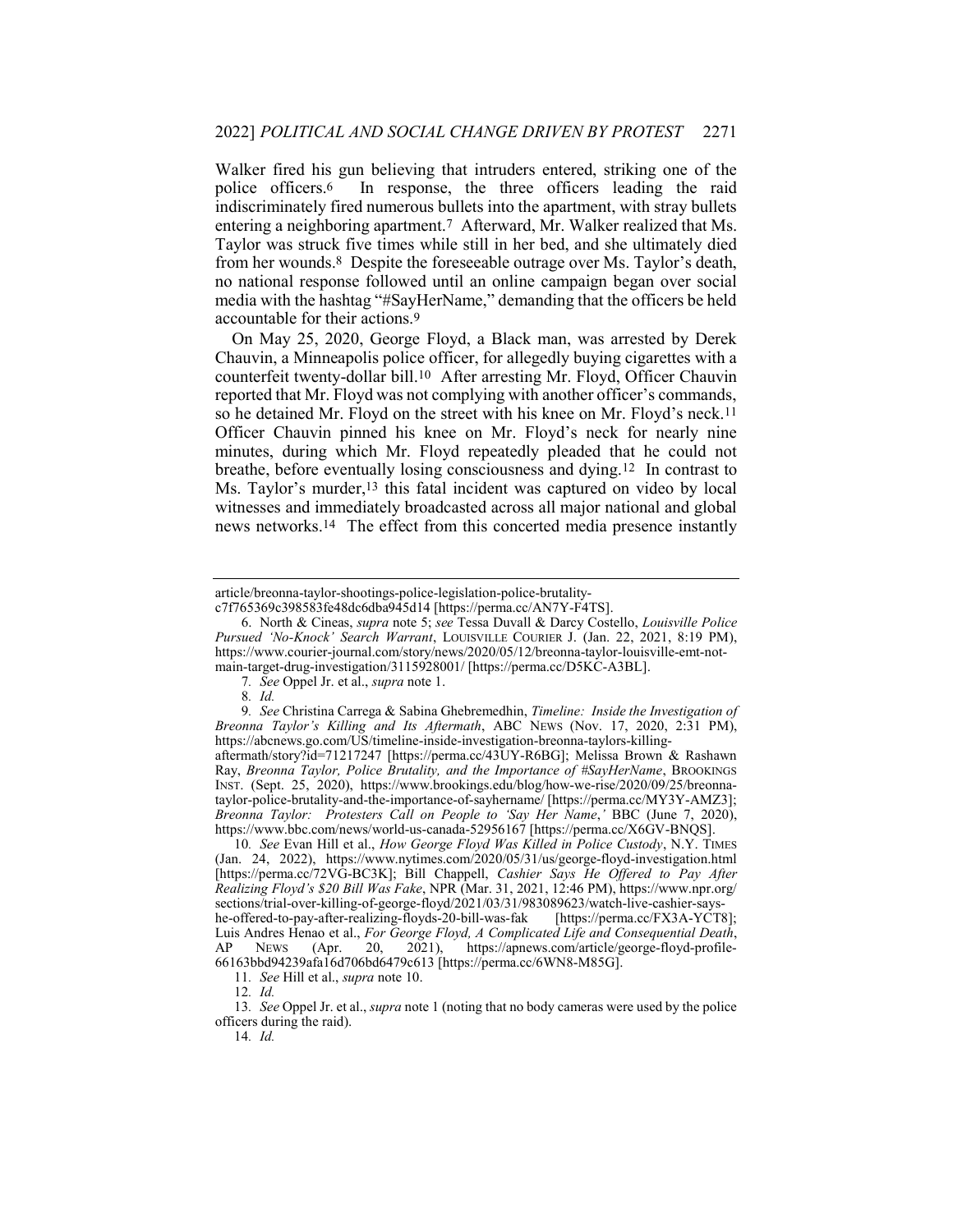Walker fired his gun believing that intruders entered, striking one of the police officers.[6] In response, the three officers leading the raid indiscriminately fired numerous bullets into the apartment, with stray bullets entering a neighboring apartment.[7] Afterward, Mr. Walker realized that Ms. Taylor was struck five times while still in her bed, and she ultimately died from her wounds.[8] Despite the foreseeable outrage over Ms. Taylor's death, no national response followed until an online campaign began over social media with the hashtag "#SayHerName," demanding that the officers be held accountable for their actions.[9]

On May 25, 2020, George Floyd, a Black man, was arrested by Derek Chauvin, a Minneapolis police officer, for allegedly buying cigarettes with a counterfeit twenty-dollar bill.[10] After arresting Mr. Floyd, Officer Chauvin reported that Mr. Floyd was not complying with another officer's commands, so he detained Mr. Floyd on the street with his knee on Mr. Floyd's neck.[11] Officer Chauvin pinned his knee on Mr. Floyd's neck for nearly nine minutes, during which Mr. Floyd repeatedly pleaded that he could not breathe, before eventually losing consciousness and dying.[12] In contrast to Ms. Taylor's murder,[13] this fatal incident was captured on video by local witnesses and immediately broadcasted across all major national and global news networks.[14] The effect from this concerted media presence instantly

---

article/breonna-taylor-shootings-police-legislation-police-brutality-c7f765369c398583fe48dc6dba945d14 [https://perma.cc/AN7Y-F4TS].

6. North & Cineas, *supra* note 5; *see* Tessa Duvall & Darcy Costello, *Louisville Police Pursued 'No-Knock' Search Warrant*, LOUISVILLE COURIER J. (Jan. 22, 2021, 8:19 PM), https://www.courier-journal.com/story/news/2020/05/12/breonna-taylor-louisville-emt-not-main-target-drug-investigation/3115928001/ [https://perma.cc/D5KC-A3BL].

7. *See* Oppel Jr. et al., *supra* note 1.

8. *Id.*

9. *See* Christina Carrega & Sabina Ghebremedhin, *Timeline: Inside the Investigation of Breonna Taylor's Killing and Its Aftermath*, ABC NEWS (Nov. 17, 2020, 2:31 PM), https://abcnews.go.com/US/timeline-inside-investigation-breonna-taylors-killing-aftermath/story?id=71217247 [https://perma.cc/43UY-R6BG]; Melissa Brown & Rashawn Ray, *Breonna Taylor, Police Brutality, and the Importance of #SayHerName*, BROOKINGS INST. (Sept. 25, 2020), https://www.brookings.edu/blog/how-we-rise/2020/09/25/breonna-taylor-police-brutality-and-the-importance-of-sayhername/ [https://perma.cc/MY3Y-AMZ3]; *Breonna Taylor: Protesters Call on People to 'Say Her Name*,*'* BBC (June 7, 2020), https://www.bbc.com/news/world-us-canada-52956167 [https://perma.cc/X6GV-BNQS].

10. *See* Evan Hill et al., *How George Floyd Was Killed in Police Custody*, N.Y. TIMES (Jan. 24, 2022), https://www.nytimes.com/2020/05/31/us/george-floyd-investigation.html [https://perma.cc/72VG-BC3K]; Bill Chappell, *Cashier Says He Offered to Pay After Realizing Floyd's $20 Bill Was Fake*, NPR (Mar. 31, 2021, 12:46 PM), https://www.npr.org/sections/trial-over-killing-of-george-floyd/2021/03/31/983089623/watch-live-cashier-says-he-offered-to-pay-after-realizing-floyds-20-bill-was-fak [https://perma.cc/FX3A-YCT8]; Luis Andres Henao et al., *For George Floyd, A Complicated Life and Consequential Death*, AP NEWS (Apr. 20, 2021), https://apnews.com/article/george-floyd-profile-66163bbd94239afa16d706bd6479c613 [https://perma.cc/6WN8-M85G].

11. *See* Hill et al., *supra* note 10.

12. *Id.*

13. *See* Oppel Jr. et al., *supra* note 1 (noting that no body cameras were used by the police officers during the raid).

14. *Id.*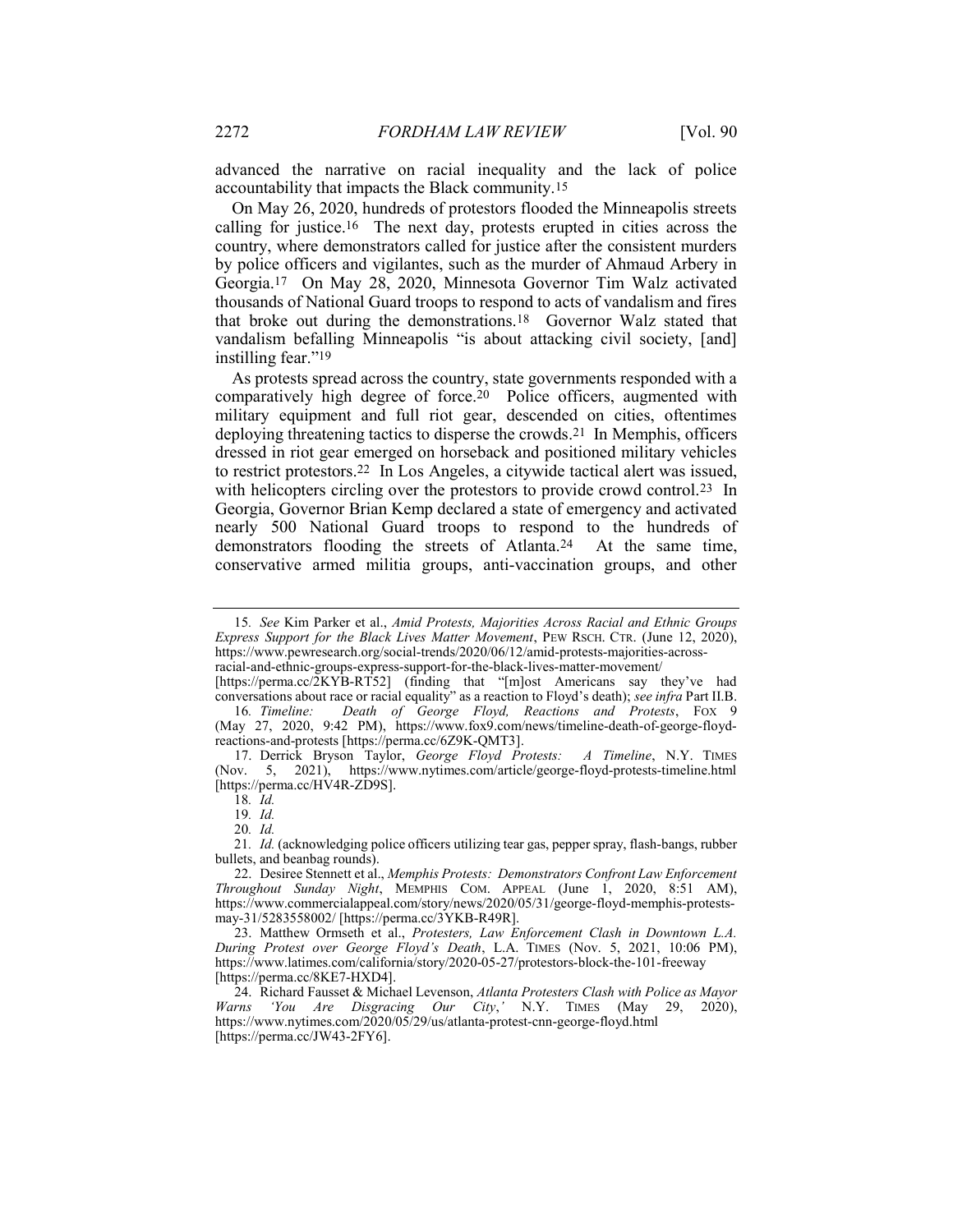advanced the narrative on racial inequality and the lack of police accountability that impacts the Black community.[15]

On May 26, 2020, hundreds of protestors flooded the Minneapolis streets calling for justice.[16] The next day, protests erupted in cities across the country, where demonstrators called for justice after the consistent murders by police officers and vigilantes, such as the murder of Ahmaud Arbery in Georgia.[17] On May 28, 2020, Minnesota Governor Tim Walz activated thousands of National Guard troops to respond to acts of vandalism and fires that broke out during the demonstrations.[18] Governor Walz stated that vandalism befalling Minneapolis "is about attacking civil society, [and] instilling fear."[19]

As protests spread across the country, state governments responded with a comparatively high degree of force.[20] Police officers, augmented with military equipment and full riot gear, descended on cities, oftentimes deploying threatening tactics to disperse the crowds.[21] In Memphis, officers dressed in riot gear emerged on horseback and positioned military vehicles to restrict protestors.[22] In Los Angeles, a citywide tactical alert was issued, with helicopters circling over the protestors to provide crowd control.[23] In Georgia, Governor Brian Kemp declared a state of emergency and activated nearly 500 National Guard troops to respond to the hundreds of demonstrators flooding the streets of Atlanta.[24] At the same time, conservative armed militia groups, anti-vaccination groups, and other

---

15. *See* Kim Parker et al., *Amid Protests, Majorities Across Racial and Ethnic Groups Express Support for the Black Lives Matter Movement*, PEW RSCH. CTR. (June 12, 2020), https://www.pewresearch.org/social-trends/2020/06/12/amid-protests-majorities-across-racial-and-ethnic-groups-express-support-for-the-black-lives-matter-movement/ [https://perma.cc/2KYB-RT52] (finding that "[m]ost Americans say they've had conversations about race or racial equality" as a reaction to Floyd's death); *see infra* Part II.B.

16. *Timeline: Death of George Floyd, Reactions and Protests*, FOX 9 (May 27, 2020, 9:42 PM), https://www.fox9.com/news/timeline-death-of-george-floyd-reactions-and-protests [https://perma.cc/6Z9K-QMT3].

17. Derrick Bryson Taylor, *George Floyd Protests: A Timeline*, N.Y. TIMES (Nov. 5, 2021), https://www.nytimes.com/article/george-floyd-protests-timeline.html [https://perma.cc/HV4R-ZD9S].

18. *Id.*

19. *Id.*

20. *Id.*

21. *Id.* (acknowledging police officers utilizing tear gas, pepper spray, flash-bangs, rubber bullets, and beanbag rounds).

22. Desiree Stennett et al., *Memphis Protests: Demonstrators Confront Law Enforcement Throughout Sunday Night*, MEMPHIS COM. APPEAL (June 1, 2020, 8:51 AM), https://www.commercialappeal.com/story/news/2020/05/31/george-floyd-memphis-protests-may-31/5283558002/ [https://perma.cc/3YKB-R49R].

23. Matthew Ormseth et al., *Protesters, Law Enforcement Clash in Downtown L.A. During Protest over George Floyd's Death*, L.A. TIMES (Nov. 5, 2021, 10:06 PM), https://www.latimes.com/california/story/2020-05-27/protestors-block-the-101-freeway [https://perma.cc/8KE7-HXD4].

24. Richard Fausset & Michael Levenson, *Atlanta Protesters Clash with Police as Mayor Warns 'You Are Disgracing Our City,'* N.Y. TIMES (May 29, 2020), https://www.nytimes.com/2020/05/29/us/atlanta-protest-cnn-george-floyd.html [https://perma.cc/JW43-2FY6].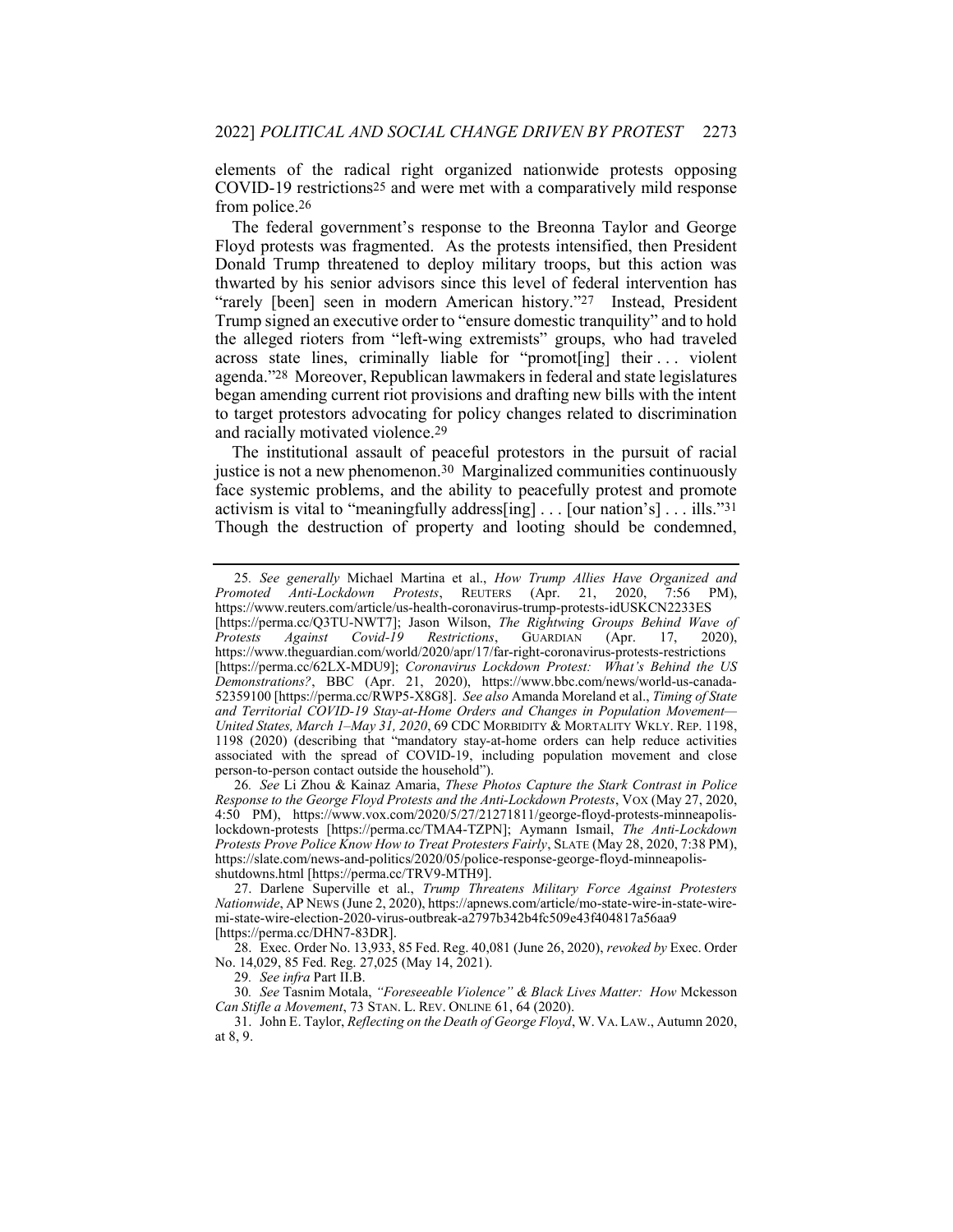elements of the radical right organized nationwide protests opposing COVID-19 restrictions[25] and were met with a comparatively mild response from police.[26]

The federal government's response to the Breonna Taylor and George Floyd protests was fragmented. As the protests intensified, then President Donald Trump threatened to deploy military troops, but this action was thwarted by his senior advisors since this level of federal intervention has "rarely [been] seen in modern American history."[27] Instead, President Trump signed an executive order to "ensure domestic tranquility" and to hold the alleged rioters from "left-wing extremists" groups, who had traveled across state lines, criminally liable for "promot[ing] their . . . violent agenda."[28] Moreover, Republican lawmakers in federal and state legislatures began amending current riot provisions and drafting new bills with the intent to target protestors advocating for policy changes related to discrimination and racially motivated violence.[29]

The institutional assault of peaceful protestors in the pursuit of racial justice is not a new phenomenon.[30] Marginalized communities continuously face systemic problems, and the ability to peacefully protest and promote activism is vital to "meaningfully address[ing] . . . [our nation's] . . . ills."[31] Though the destruction of property and looting should be condemned,

---

25. *See generally* Michael Martina et al., *How Trump Allies Have Organized and Promoted Anti-Lockdown Protests*, REUTERS (Apr. 21, 2020, 7:56 PM), https://www.reuters.com/article/us-health-coronavirus-trump-protests-idUSKCN2233ES [https://perma.cc/Q3TU-NWT7]; Jason Wilson, *The Rightwing Groups Behind Wave of Protests Against Covid-19 Restrictions*, GUARDIAN (Apr. 17, 2020), https://www.theguardian.com/world/2020/apr/17/far-right-coronavirus-protests-restrictions [https://perma.cc/62LX-MDU9]; *Coronavirus Lockdown Protest: What's Behind the US Demonstrations?*, BBC (Apr. 21, 2020), https://www.bbc.com/news/world-us-canada-52359100 [https://perma.cc/RWP5-X8G8]. *See also* Amanda Moreland et al., *Timing of State and Territorial COVID-19 Stay-at-Home Orders and Changes in Population Movement—United States, March 1–May 31, 2020*, 69 CDC MORBIDITY & MORTALITY WKLY. REP. 1198, 1198 (2020) (describing that "mandatory stay-at-home orders can help reduce activities associated with the spread of COVID-19, including population movement and close person-to-person contact outside the household").

26. *See* Li Zhou & Kainaz Amaria, *These Photos Capture the Stark Contrast in Police Response to the George Floyd Protests and the Anti-Lockdown Protests*, VOX (May 27, 2020, 4:50 PM), https://www.vox.com/2020/5/27/21271811/george-floyd-protests-minneapolis-lockdown-protests [https://perma.cc/TMA4-TZPN]; Aymann Ismail, *The Anti-Lockdown Protests Prove Police Know How to Treat Protesters Fairly*, SLATE (May 28, 2020, 7:38 PM), https://slate.com/news-and-politics/2020/05/police-response-george-floyd-minneapolis-shutdowns.html [https://perma.cc/TRV9-MTH9].

27. Darlene Superville et al., *Trump Threatens Military Force Against Protesters Nationwide*, AP NEWS (June 2, 2020), https://apnews.com/article/mo-state-wire-in-state-wire-mi-state-wire-election-2020-virus-outbreak-a2797b342b4fc509e43f404817a56aa9 [https://perma.cc/DHN7-83DR].

28. Exec. Order No. 13,933, 85 Fed. Reg. 40,081 (June 26, 2020), *revoked by* Exec. Order No. 14,029, 85 Fed. Reg. 27,025 (May 14, 2021).

29. *See infra* Part II.B.

30. *See* Tasnim Motala, *"Foreseeable Violence" & Black Lives Matter: How* Mckesson *Can Stifle a Movement*, 73 STAN. L. REV. ONLINE 61, 64 (2020).

31. John E. Taylor, *Reflecting on the Death of George Floyd*, W. VA. LAW., Autumn 2020, at 8, 9.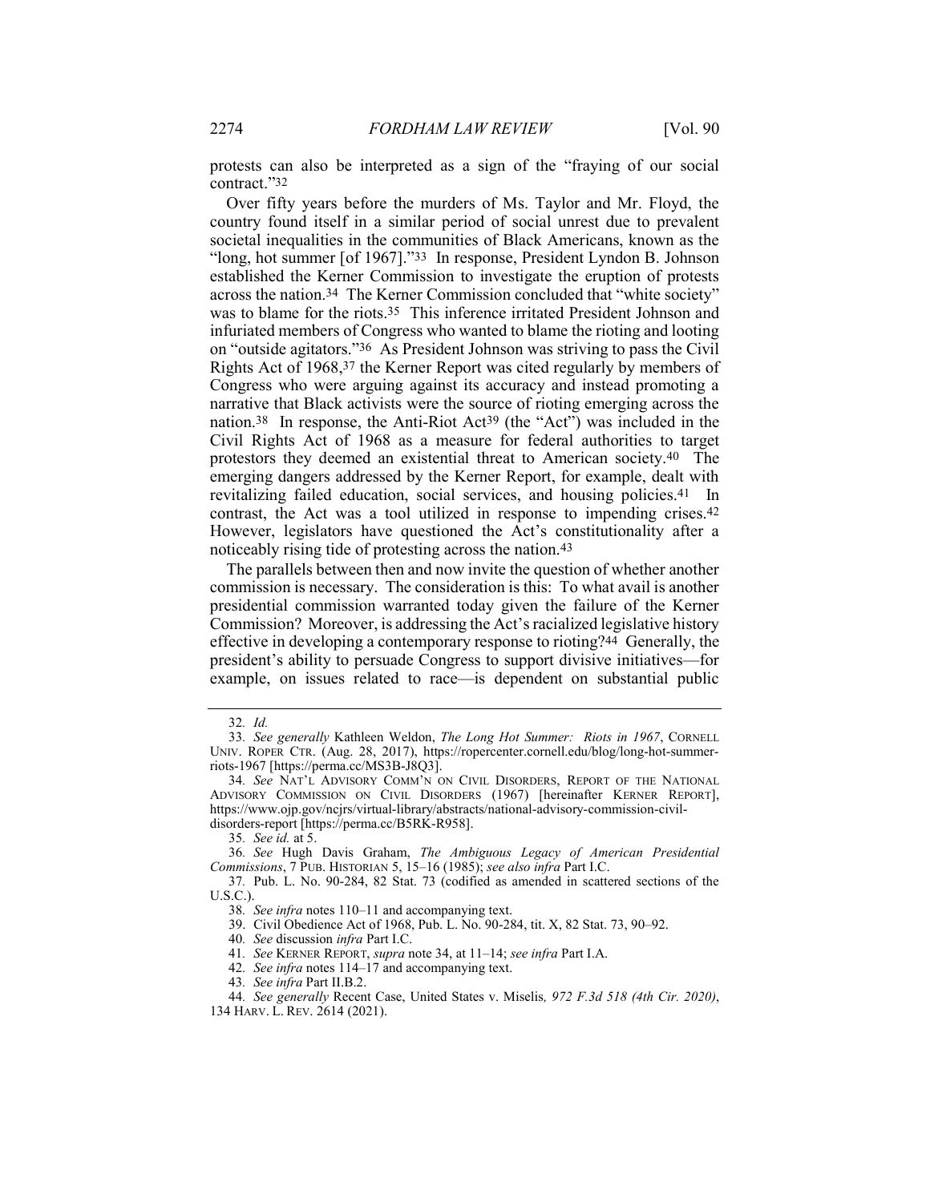protests can also be interpreted as a sign of the "fraying of our social contract."[32]

Over fifty years before the murders of Ms. Taylor and Mr. Floyd, the country found itself in a similar period of social unrest due to prevalent societal inequalities in the communities of Black Americans, known as the "long, hot summer [of 1967]."[33] In response, President Lyndon B. Johnson established the Kerner Commission to investigate the eruption of protests across the nation.[34] The Kerner Commission concluded that "white society" was to blame for the riots.[35] This inference irritated President Johnson and infuriated members of Congress who wanted to blame the rioting and looting on "outside agitators."[36] As President Johnson was striving to pass the Civil Rights Act of 1968,[37] the Kerner Report was cited regularly by members of Congress who were arguing against its accuracy and instead promoting a narrative that Black activists were the source of rioting emerging across the nation.[38] In response, the Anti-Riot Act[39] (the "Act") was included in the Civil Rights Act of 1968 as a measure for federal authorities to target protestors they deemed an existential threat to American society.[40] The emerging dangers addressed by the Kerner Report, for example, dealt with revitalizing failed education, social services, and housing policies.[41] In contrast, the Act was a tool utilized in response to impending crises.[42] However, legislators have questioned the Act's constitutionality after a noticeably rising tide of protesting across the nation.[43]

The parallels between then and now invite the question of whether another commission is necessary. The consideration is this: To what avail is another presidential commission warranted today given the failure of the Kerner Commission? Moreover, is addressing the Act's racialized legislative history effective in developing a contemporary response to rioting?[44] Generally, the president's ability to persuade Congress to support divisive initiatives—for example, on issues related to race—is dependent on substantial public

---

32. *Id.*

33. *See generally* Kathleen Weldon, *The Long Hot Summer: Riots in 1967*, CORNELL UNIV. ROPER CTR. (Aug. 28, 2017), https://ropercenter.cornell.edu/blog/long-hot-summer-riots-1967 [https://perma.cc/MS3B-J8Q3].

34. *See* NAT'L ADVISORY COMM'N ON CIVIL DISORDERS, REPORT OF THE NATIONAL ADVISORY COMMISSION ON CIVIL DISORDERS (1967) [hereinafter KERNER REPORT], https://www.ojp.gov/ncjrs/virtual-library/abstracts/national-advisory-commission-civil-disorders-report [https://perma.cc/B5RK-R958].

35. *See id.* at 5.

36. *See* Hugh Davis Graham, *The Ambiguous Legacy of American Presidential Commissions*, 7 PUB. HISTORIAN 5, 15–16 (1985); *see also infra* Part I.C.

37. Pub. L. No. 90-284, 82 Stat. 73 (codified as amended in scattered sections of the U.S.C.).

38. *See infra* notes 110–11 and accompanying text.

39. Civil Obedience Act of 1968, Pub. L. No. 90-284, tit. X, 82 Stat. 73, 90–92.

40. *See* discussion *infra* Part I.C.

41. *See* KERNER REPORT, *supra* note 34, at 11–14; *see infra* Part I.A.

42. *See infra* notes 114–17 and accompanying text.

43. *See infra* Part II.B.2.

44. *See generally* Recent Case, United States v. Miselis*, 972 F.3d 518 (4th Cir. 2020)*, 134 HARV. L. REV. 2614 (2021).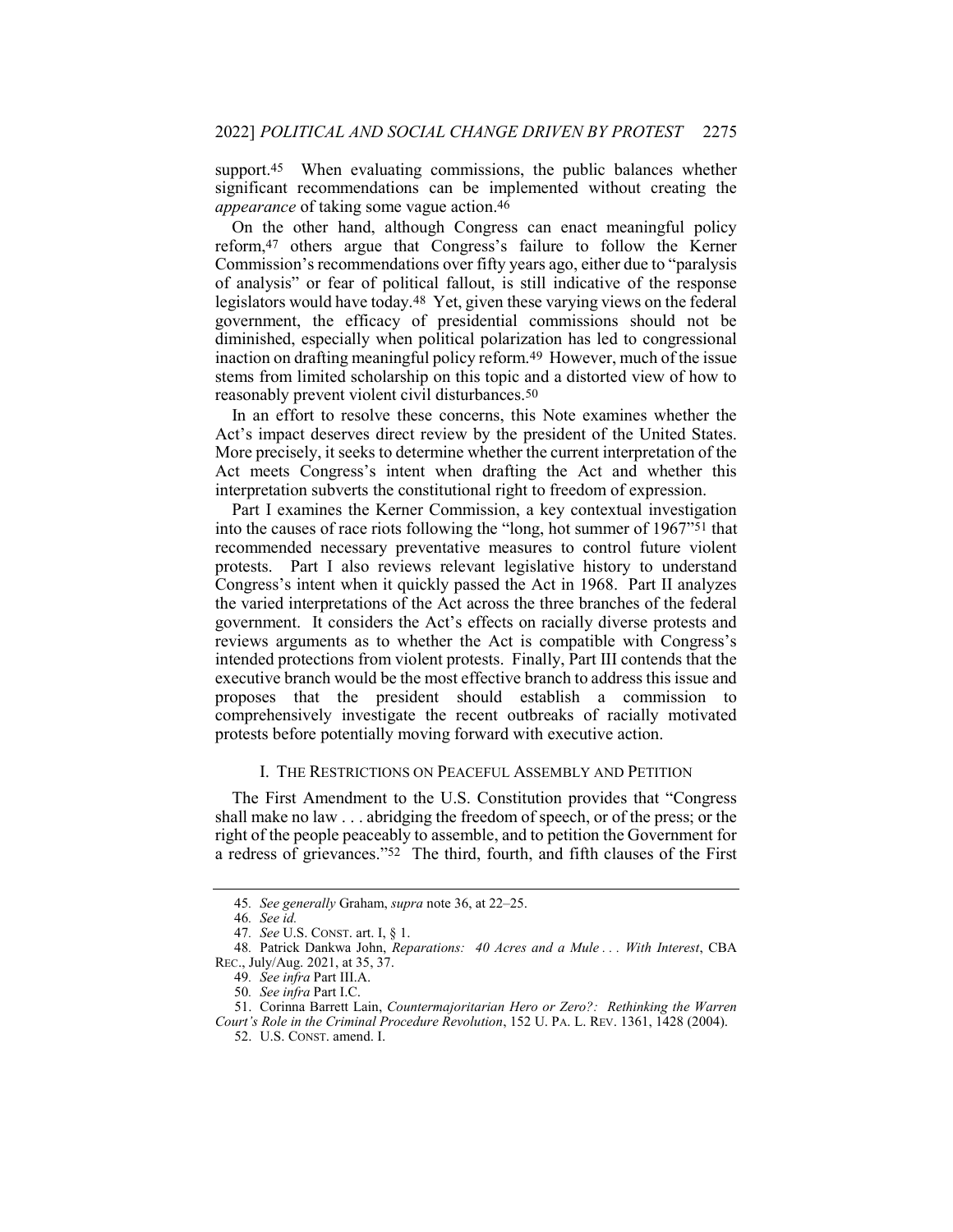support.[45] When evaluating commissions, the public balances whether significant recommendations can be implemented without creating the *appearance* of taking some vague action.[46]

On the other hand, although Congress can enact meaningful policy reform,[47] others argue that Congress's failure to follow the Kerner Commission's recommendations over fifty years ago, either due to "paralysis of analysis" or fear of political fallout, is still indicative of the response legislators would have today.[48] Yet, given these varying views on the federal government, the efficacy of presidential commissions should not be diminished, especially when political polarization has led to congressional inaction on drafting meaningful policy reform.[49] However, much of the issue stems from limited scholarship on this topic and a distorted view of how to reasonably prevent violent civil disturbances.[50]

In an effort to resolve these concerns, this Note examines whether the Act's impact deserves direct review by the president of the United States. More precisely, it seeks to determine whether the current interpretation of the Act meets Congress's intent when drafting the Act and whether this interpretation subverts the constitutional right to freedom of expression.

Part I examines the Kerner Commission, a key contextual investigation into the causes of race riots following the "long, hot summer of 1967"[51] that recommended necessary preventative measures to control future violent protests. Part I also reviews relevant legislative history to understand Congress's intent when it quickly passed the Act in 1968. Part II analyzes the varied interpretations of the Act across the three branches of the federal government. It considers the Act's effects on racially diverse protests and reviews arguments as to whether the Act is compatible with Congress's intended protections from violent protests. Finally, Part III contends that the executive branch would be the most effective branch to address this issue and proposes that the president should establish a commission to comprehensively investigate the recent outbreaks of racially motivated protests before potentially moving forward with executive action.

## I. THE RESTRICTIONS ON PEACEFUL ASSEMBLY AND PETITION

The First Amendment to the U.S. Constitution provides that "Congress shall make no law . . . abridging the freedom of speech, or of the press; or the right of the people peaceably to assemble, and to petition the Government for a redress of grievances."[52] The third, fourth, and fifth clauses of the First

---

45. *See generally* Graham, *supra* note 36, at 22–25.

46. *See id.*

47. *See* U.S. CONST. art. I, § 1.

48. Patrick Dankwa John, *Reparations: 40 Acres and a Mule . . . With Interest*, CBA REC., July/Aug. 2021, at 35, 37.

49. *See infra* Part III.A.

50. *See infra* Part I.C.

51. Corinna Barrett Lain, *Countermajoritarian Hero or Zero?: Rethinking the Warren Court's Role in the Criminal Procedure Revolution*, 152 U. PA. L. REV. 1361, 1428 (2004).

52. U.S. CONST. amend. I.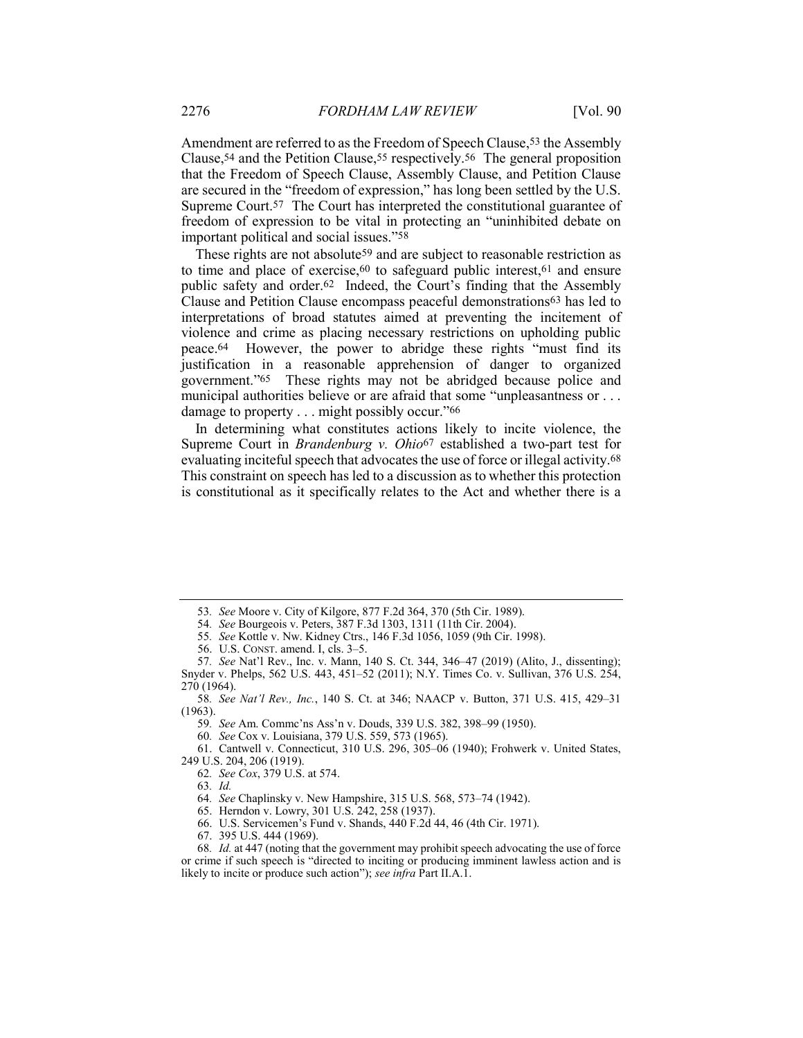Amendment are referred to as the Freedom of Speech Clause,[53] the Assembly Clause,[54] and the Petition Clause,[55] respectively.[56] The general proposition that the Freedom of Speech Clause, Assembly Clause, and Petition Clause are secured in the "freedom of expression," has long been settled by the U.S. Supreme Court.[57] The Court has interpreted the constitutional guarantee of freedom of expression to be vital in protecting an "uninhibited debate on important political and social issues."[58]

These rights are not absolute[59] and are subject to reasonable restriction as to time and place of exercise,[60] to safeguard public interest,[61] and ensure public safety and order.[62] Indeed, the Court's finding that the Assembly Clause and Petition Clause encompass peaceful demonstrations[63] has led to interpretations of broad statutes aimed at preventing the incitement of violence and crime as placing necessary restrictions on upholding public peace.[64] However, the power to abridge these rights "must find its justification in a reasonable apprehension of danger to organized government."[65] These rights may not be abridged because police and municipal authorities believe or are afraid that some "unpleasantness or . . . damage to property . . . might possibly occur."[66]

In determining what constitutes actions likely to incite violence, the Supreme Court in *Brandenburg v. Ohio*[67] established a two-part test for evaluating inciteful speech that advocates the use of force or illegal activity.[68] This constraint on speech has led to a discussion as to whether this protection is constitutional as it specifically relates to the Act and whether there is a

---

53. *See* Moore v. City of Kilgore, 877 F.2d 364, 370 (5th Cir. 1989).

54. *See* Bourgeois v. Peters, 387 F.3d 1303, 1311 (11th Cir. 2004).

55. *See* Kottle v. Nw. Kidney Ctrs., 146 F.3d 1056, 1059 (9th Cir. 1998).

56. U.S. CONST. amend. I, cls. 3–5.

57. *See* Nat'l Rev., Inc. v. Mann, 140 S. Ct. 344, 346–47 (2019) (Alito, J., dissenting); Snyder v. Phelps, 562 U.S. 443, 451–52 (2011); N.Y. Times Co. v. Sullivan, 376 U.S. 254, 270 (1964).

58. *See Nat'l Rev., Inc.*, 140 S. Ct. at 346; NAACP v. Button, 371 U.S. 415, 429–31 (1963).

59. *See* Am. Commc'ns Ass'n v. Douds, 339 U.S. 382, 398–99 (1950).

60. *See* Cox v. Louisiana, 379 U.S. 559, 573 (1965).

61. Cantwell v. Connecticut, 310 U.S. 296, 305–06 (1940); Frohwerk v. United States, 249 U.S. 204, 206 (1919).

62. *See Cox*, 379 U.S. at 574.

63. *Id.*

64. *See* Chaplinsky v. New Hampshire, 315 U.S. 568, 573–74 (1942).

65. Herndon v. Lowry, 301 U.S. 242, 258 (1937).

66. U.S. Servicemen's Fund v. Shands, 440 F.2d 44, 46 (4th Cir. 1971).

67. 395 U.S. 444 (1969).

68. *Id.* at 447 (noting that the government may prohibit speech advocating the use of force or crime if such speech is "directed to inciting or producing imminent lawless action and is likely to incite or produce such action"); *see infra* Part II.A.1.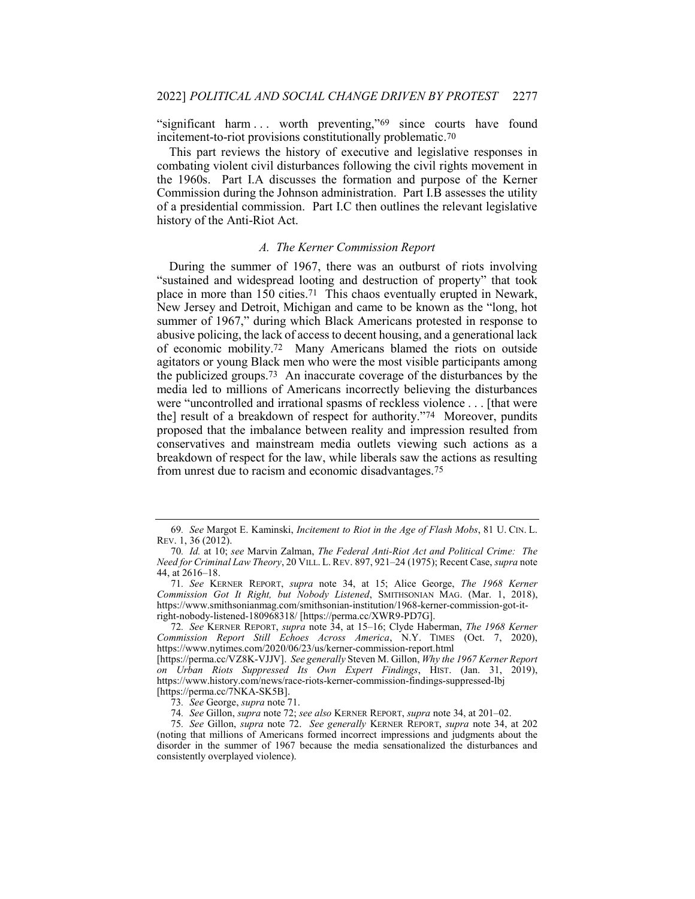"significant harm . . . worth preventing,"[69] since courts have found incitement-to-riot provisions constitutionally problematic.[70]

This part reviews the history of executive and legislative responses in combating violent civil disturbances following the civil rights movement in the 1960s. Part I.A discusses the formation and purpose of the Kerner Commission during the Johnson administration. Part I.B assesses the utility of a presidential commission. Part I.C then outlines the relevant legislative history of the Anti-Riot Act.

### *A. The Kerner Commission Report*

During the summer of 1967, there was an outburst of riots involving "sustained and widespread looting and destruction of property" that took place in more than 150 cities.[71] This chaos eventually erupted in Newark, New Jersey and Detroit, Michigan and came to be known as the "long, hot summer of 1967," during which Black Americans protested in response to abusive policing, the lack of access to decent housing, and a generational lack of economic mobility.[72] Many Americans blamed the riots on outside agitators or young Black men who were the most visible participants among the publicized groups.[73] An inaccurate coverage of the disturbances by the media led to millions of Americans incorrectly believing the disturbances were "uncontrolled and irrational spasms of reckless violence . . . [that were the] result of a breakdown of respect for authority."[74] Moreover, pundits proposed that the imbalance between reality and impression resulted from conservatives and mainstream media outlets viewing such actions as a breakdown of respect for the law, while liberals saw the actions as resulting from unrest due to racism and economic disadvantages.[75]

---

69. *See* Margot E. Kaminski, *Incitement to Riot in the Age of Flash Mobs*, 81 U. CIN. L. REV. 1, 36 (2012).

70. *Id.* at 10; *see* Marvin Zalman, *The Federal Anti-Riot Act and Political Crime: The Need for Criminal Law Theory*, 20 VILL. L. REV. 897, 921–24 (1975); Recent Case, *supra* note 44, at 2616–18.

71. *See* KERNER REPORT, *supra* note 34, at 15; Alice George, *The 1968 Kerner Commission Got It Right, but Nobody Listened*, SMITHSONIAN MAG. (Mar. 1, 2018), https://www.smithsonianmag.com/smithsonian-institution/1968-kerner-commission-got-it-right-nobody-listened-180968318/ [https://perma.cc/XWR9-PD7G].

72. *See* KERNER REPORT, *supra* note 34, at 15–16; Clyde Haberman, *The 1968 Kerner Commission Report Still Echoes Across America*, N.Y. TIMES (Oct. 7, 2020), https://www.nytimes.com/2020/06/23/us/kerner-commission-report.html [https://perma.cc/VZ8K-VJJV]. *See generally* Steven M. Gillon, *Why the 1967 Kerner Report on Urban Riots Suppressed Its Own Expert Findings*, HIST. (Jan. 31, 2019), https://www.history.com/news/race-riots-kerner-commission-findings-suppressed-lbj [https://perma.cc/7NKA-SK5B].

73. *See* George, *supra* note 71.

74. *See* Gillon, *supra* note 72; *see also* KERNER REPORT, *supra* note 34, at 201–02.

75. *See* Gillon, *supra* note 72. *See generally* KERNER REPORT, *supra* note 34, at 202 (noting that millions of Americans formed incorrect impressions and judgments about the disorder in the summer of 1967 because the media sensationalized the disturbances and consistently overplayed violence).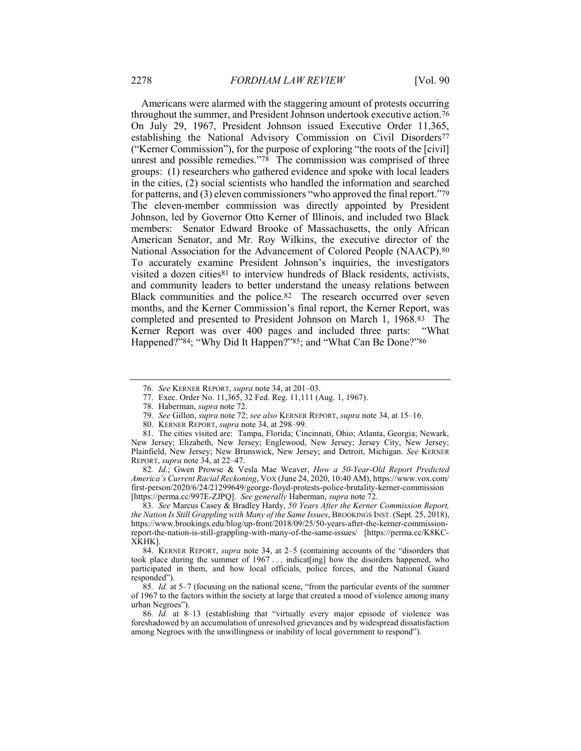Americans were alarmed with the staggering amount of protests occurring throughout the summer, and President Johnson undertook executive action.[76] On July 29, 1967, President Johnson issued Executive Order 11,365, establishing the National Advisory Commission on Civil Disorders[77] ("Kerner Commission"), for the purpose of exploring "the roots of the [civil] unrest and possible remedies."[78] The commission was comprised of three groups: (1) researchers who gathered evidence and spoke with local leaders in the cities, (2) social scientists who handled the information and searched for patterns, and (3) eleven commissioners "who approved the final report."[79] The eleven-member commission was directly appointed by President Johnson, led by Governor Otto Kerner of Illinois, and included two Black members: Senator Edward Brooke of Massachusetts, the only African American Senator, and Mr. Roy Wilkins, the executive director of the National Association for the Advancement of Colored People (NAACP).[80] To accurately examine President Johnson's inquiries, the investigators visited a dozen cities[81] to interview hundreds of Black residents, activists, and community leaders to better understand the uneasy relations between Black communities and the police.[82] The research occurred over seven months, and the Kerner Commission's final report, the Kerner Report, was completed and presented to President Johnson on March 1, 1968.[83] The Kerner Report was over 400 pages and included three parts: "What Happened?"[84]; "Why Did It Happen?"[85]; and "What Can Be Done?"[86]

---

76. *See* KERNER REPORT, *supra* note 34, at 201–03.

77. Exec. Order No. 11,365, 32 Fed. Reg. 11,111 (Aug. 1, 1967).

78. Haberman, *supra* note 72.

79. *See* Gillon, *supra* note 72; *see also* KERNER REPORT, *supra* note 34, at 15–16.

80. KERNER REPORT, *supra* note 34, at 298–99.

81. The cities visited are: Tampa, Florida; Cincinnati, Ohio; Atlanta, Georgia; Newark, New Jersey; Elizabeth, New Jersey; Englewood, New Jersey; Jersey City, New Jersey; Plainfield, New Jersey; New Brunswick, New Jersey; and Detroit, Michigan. *See* KERNER REPORT, *supra* note 34, at 22–47.

82. *Id.*; Gwen Prowse & Vesla Mae Weaver, *How a 50-Year-Old Report Predicted America's Current Racial Reckoning*, VOX (June 24, 2020, 10:40 AM), https://www.vox.com/first-person/2020/6/24/21299649/george-floyd-protests-police-brutality-kerner-commission [https://perma.cc/997E-ZJPQ]. *See generally* Haberman, *supra* note 72.

83. *See* Marcus Casey & Bradley Hardy, *50 Years After the Kerner Commission Report, the Nation Is Still Grappling with Many of the Same Issues*, BROOKINGS INST. (Sept. 25, 2018), https://www.brookings.edu/blog/up-front/2018/09/25/50-years-after-the-kerner-commission-report-the-nation-is-still-grappling-with-many-of-the-same-issues/ [https://perma.cc/K8KC-XKHK].

84. KERNER REPORT, *supra* note 34, at 2–5 (containing accounts of the "disorders that took place during the summer of 1967 . . . indicat[ing] how the disorders happened, who participated in them, and how local officials, police forces, and the National Guard responded").

85. *Id.* at 5–7 (focusing on the national scene, "from the particular events of the summer of 1967 to the factors within the society at large that created a mood of violence among many urban Negroes").

86. *Id.* at 8–13 (establishing that "virtually every major episode of violence was foreshadowed by an accumulation of unresolved grievances and by widespread dissatisfaction among Negroes with the unwillingness or inability of local government to respond").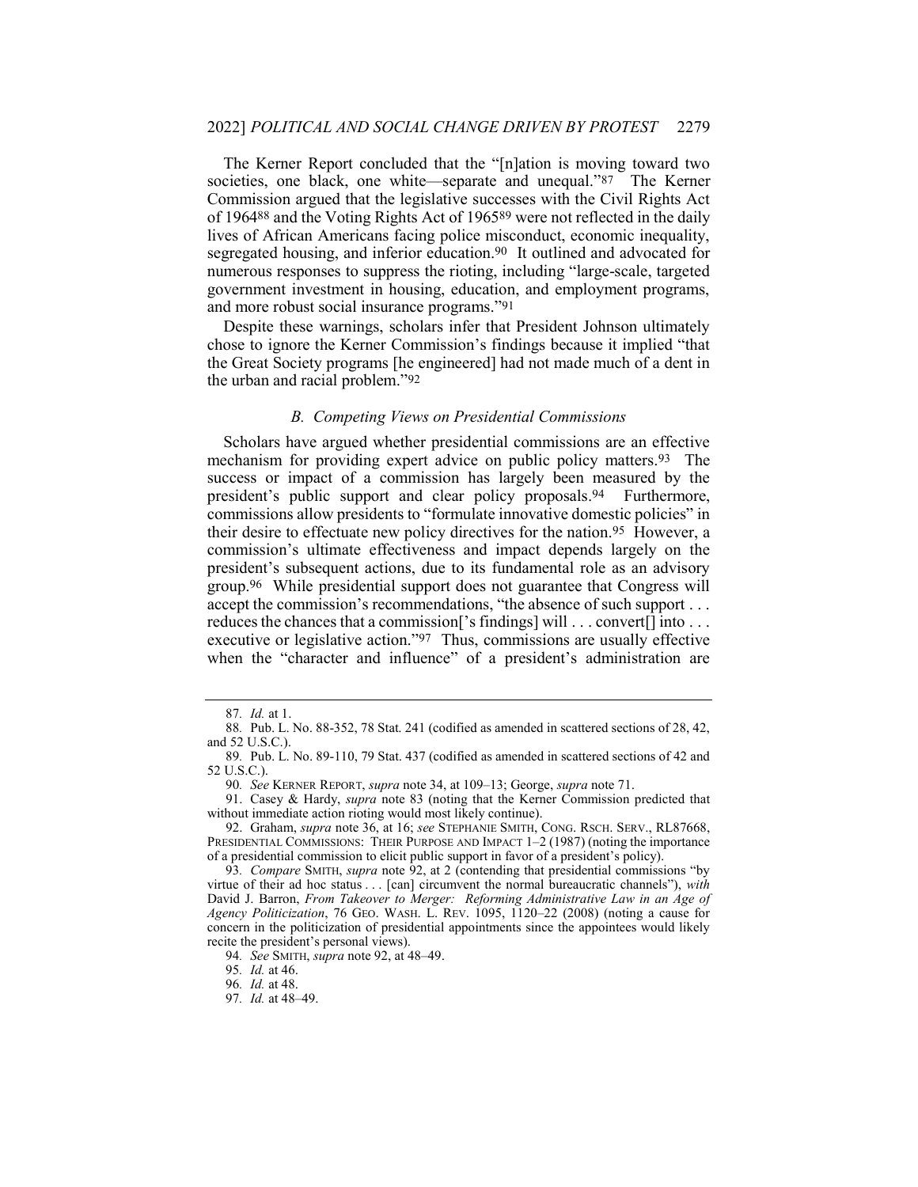The Kerner Report concluded that the "[n]ation is moving toward two societies, one black, one white—separate and unequal."[87] The Kerner Commission argued that the legislative successes with the Civil Rights Act of 1964[88] and the Voting Rights Act of 1965[89] were not reflected in the daily lives of African Americans facing police misconduct, economic inequality, segregated housing, and inferior education.[90] It outlined and advocated for numerous responses to suppress the rioting, including "large-scale, targeted government investment in housing, education, and employment programs, and more robust social insurance programs."[91]

Despite these warnings, scholars infer that President Johnson ultimately chose to ignore the Kerner Commission's findings because it implied "that the Great Society programs [he engineered] had not made much of a dent in the urban and racial problem."[92]

### *B. Competing Views on Presidential Commissions*

Scholars have argued whether presidential commissions are an effective mechanism for providing expert advice on public policy matters.[93] The success or impact of a commission has largely been measured by the president's public support and clear policy proposals.[94] Furthermore, commissions allow presidents to "formulate innovative domestic policies" in their desire to effectuate new policy directives for the nation.[95] However, a commission's ultimate effectiveness and impact depends largely on the president's subsequent actions, due to its fundamental role as an advisory group.[96] While presidential support does not guarantee that Congress will accept the commission's recommendations, "the absence of such support . . . reduces the chances that a commission['s findings] will . . . convert[] into . . . executive or legislative action."[97] Thus, commissions are usually effective when the "character and influence" of a president's administration are

---

87. *Id.* at 1.

88. Pub. L. No. 88-352, 78 Stat. 241 (codified as amended in scattered sections of 28, 42, and 52 U.S.C.).

89. Pub. L. No. 89-110, 79 Stat. 437 (codified as amended in scattered sections of 42 and 52 U.S.C.).

90. *See* KERNER REPORT, *supra* note 34, at 109–13; George, *supra* note 71.

91. Casey & Hardy, *supra* note 83 (noting that the Kerner Commission predicted that without immediate action rioting would most likely continue).

92. Graham, *supra* note 36, at 16; *see* STEPHANIE SMITH, CONG. RSCH. SERV., RL87668, PRESIDENTIAL COMMISSIONS: THEIR PURPOSE AND IMPACT 1–2 (1987) (noting the importance of a presidential commission to elicit public support in favor of a president's policy).

93. *Compare* SMITH, *supra* note 92, at 2 (contending that presidential commissions "by virtue of their ad hoc status . . . [can] circumvent the normal bureaucratic channels"), *with* David J. Barron, *From Takeover to Merger: Reforming Administrative Law in an Age of Agency Politicization*, 76 GEO. WASH. L. REV. 1095, 1120–22 (2008) (noting a cause for concern in the politicization of presidential appointments since the appointees would likely recite the president's personal views).

94. *See* SMITH, *supra* note 92, at 48–49.

95. *Id.* at 46.

96. *Id.* at 48.

97. *Id.* at 48–49.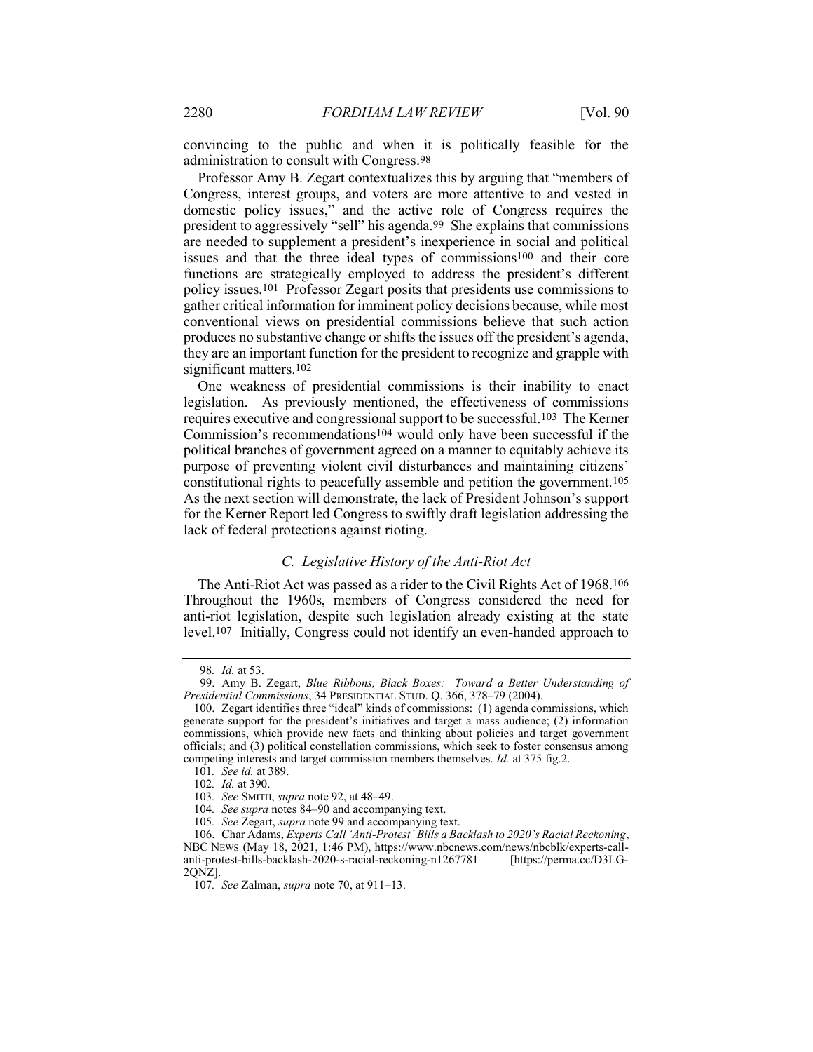convincing to the public and when it is politically feasible for the administration to consult with Congress.[98]

Professor Amy B. Zegart contextualizes this by arguing that "members of Congress, interest groups, and voters are more attentive to and vested in domestic policy issues," and the active role of Congress requires the president to aggressively "sell" his agenda.[99] She explains that commissions are needed to supplement a president's inexperience in social and political issues and that the three ideal types of commissions[100] and their core functions are strategically employed to address the president's different policy issues.[101] Professor Zegart posits that presidents use commissions to gather critical information for imminent policy decisions because, while most conventional views on presidential commissions believe that such action produces no substantive change or shifts the issues off the president's agenda, they are an important function for the president to recognize and grapple with significant matters.[102]

One weakness of presidential commissions is their inability to enact legislation. As previously mentioned, the effectiveness of commissions requires executive and congressional support to be successful.[103] The Kerner Commission's recommendations[104] would only have been successful if the political branches of government agreed on a manner to equitably achieve its purpose of preventing violent civil disturbances and maintaining citizens' constitutional rights to peacefully assemble and petition the government.[105] As the next section will demonstrate, the lack of President Johnson's support for the Kerner Report led Congress to swiftly draft legislation addressing the lack of federal protections against rioting.

### *C. Legislative History of the Anti-Riot Act*

The Anti-Riot Act was passed as a rider to the Civil Rights Act of 1968.[106] Throughout the 1960s, members of Congress considered the need for anti-riot legislation, despite such legislation already existing at the state level.[107] Initially, Congress could not identify an even-handed approach to

---

98. *Id.* at 53.

99. Amy B. Zegart, *Blue Ribbons, Black Boxes: Toward a Better Understanding of Presidential Commissions*, 34 PRESIDENTIAL STUD. Q. 366, 378–79 (2004).

100. Zegart identifies three "ideal" kinds of commissions: (1) agenda commissions, which generate support for the president's initiatives and target a mass audience; (2) information commissions, which provide new facts and thinking about policies and target government officials; and (3) political constellation commissions, which seek to foster consensus among competing interests and target commission members themselves. *Id.* at 375 fig.2.

101. *See id.* at 389.

102. *Id.* at 390.

103. *See* SMITH, *supra* note 92, at 48–49.

104. *See supra* notes 84–90 and accompanying text.

105. *See* Zegart, *supra* note 99 and accompanying text.

106. Char Adams, *Experts Call 'Anti-Protest' Bills a Backlash to 2020's Racial Reckoning*, NBC NEWS (May 18, 2021, 1:46 PM), https://www.nbcnews.com/news/nbcblk/experts-call-anti-protest-bills-backlash-2020-s-racial-reckoning-n1267781 [https://perma.cc/D3LG-2QNZ].

107. *See* Zalman, *supra* note 70, at 911–13.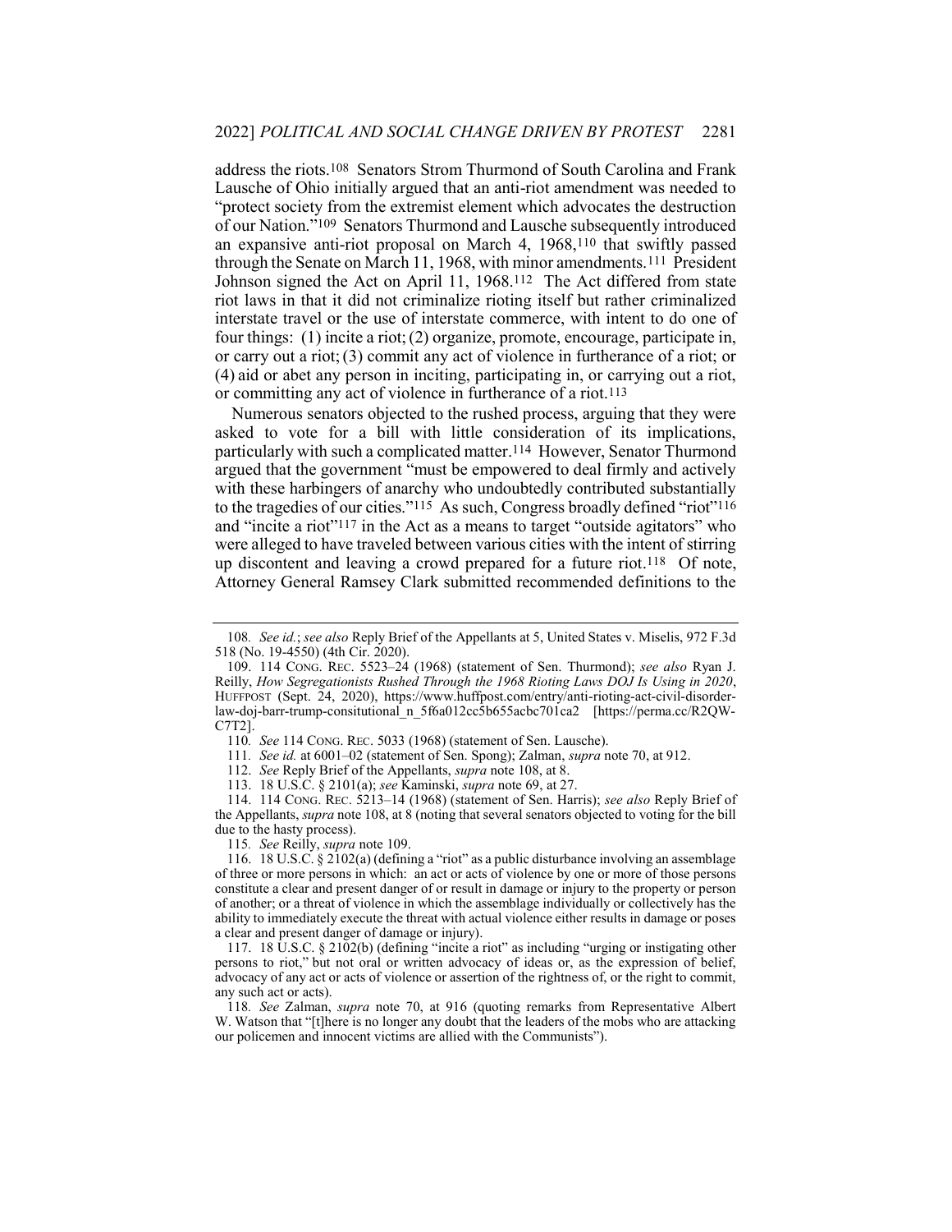address the riots.[108] Senators Strom Thurmond of South Carolina and Frank Lausche of Ohio initially argued that an anti-riot amendment was needed to "protect society from the extremist element which advocates the destruction of our Nation."[109] Senators Thurmond and Lausche subsequently introduced an expansive anti-riot proposal on March 4, 1968,[110] that swiftly passed through the Senate on March 11, 1968, with minor amendments.[111] President Johnson signed the Act on April 11, 1968.[112] The Act differed from state riot laws in that it did not criminalize rioting itself but rather criminalized interstate travel or the use of interstate commerce, with intent to do one of four things: (1) incite a riot; (2) organize, promote, encourage, participate in, or carry out a riot; (3) commit any act of violence in furtherance of a riot; or (4) aid or abet any person in inciting, participating in, or carrying out a riot, or committing any act of violence in furtherance of a riot.[113]

Numerous senators objected to the rushed process, arguing that they were asked to vote for a bill with little consideration of its implications, particularly with such a complicated matter.[114] However, Senator Thurmond argued that the government "must be empowered to deal firmly and actively with these harbingers of anarchy who undoubtedly contributed substantially to the tragedies of our cities."[115] As such, Congress broadly defined "riot"[116] and "incite a riot"[117] in the Act as a means to target "outside agitators" who were alleged to have traveled between various cities with the intent of stirring up discontent and leaving a crowd prepared for a future riot.[118] Of note, Attorney General Ramsey Clark submitted recommended definitions to the

---

108. *See id.*; *see also* Reply Brief of the Appellants at 5, United States v. Miselis, 972 F.3d 518 (No. 19-4550) (4th Cir. 2020).

109. 114 CONG. REC. 5523–24 (1968) (statement of Sen. Thurmond); *see also* Ryan J. Reilly, *How Segregationists Rushed Through the 1968 Rioting Laws DOJ Is Using in 2020*, HUFFPOST (Sept. 24, 2020), https://www.huffpost.com/entry/anti-rioting-act-civil-disorder-law-doj-barr-trump-consitutional_n_5f6a012cc5b655acbc701ca2 [https://perma.cc/R2QW-C7T2].

110. *See* 114 CONG. REC. 5033 (1968) (statement of Sen. Lausche).

111. *See id.* at 6001–02 (statement of Sen. Spong); Zalman, *supra* note 70, at 912.

112. *See* Reply Brief of the Appellants, *supra* note 108, at 8.

113. 18 U.S.C. § 2101(a); *see* Kaminski, *supra* note 69, at 27.

114. 114 CONG. REC. 5213–14 (1968) (statement of Sen. Harris); *see also* Reply Brief of the Appellants, *supra* note 108, at 8 (noting that several senators objected to voting for the bill due to the hasty process).

115. *See* Reilly, *supra* note 109.

116. 18 U.S.C. § 2102(a) (defining a "riot" as a public disturbance involving an assemblage of three or more persons in which: an act or acts of violence by one or more of those persons constitute a clear and present danger of or result in damage or injury to the property or person of another; or a threat of violence in which the assemblage individually or collectively has the ability to immediately execute the threat with actual violence either results in damage or poses a clear and present danger of damage or injury).

117. 18 U.S.C. § 2102(b) (defining "incite a riot" as including "urging or instigating other persons to riot," but not oral or written advocacy of ideas or, as the expression of belief, advocacy of any act or acts of violence or assertion of the rightness of, or the right to commit, any such act or acts).

118. *See* Zalman, *supra* note 70, at 916 (quoting remarks from Representative Albert W. Watson that "[t]here is no longer any doubt that the leaders of the mobs who are attacking our policemen and innocent victims are allied with the Communists").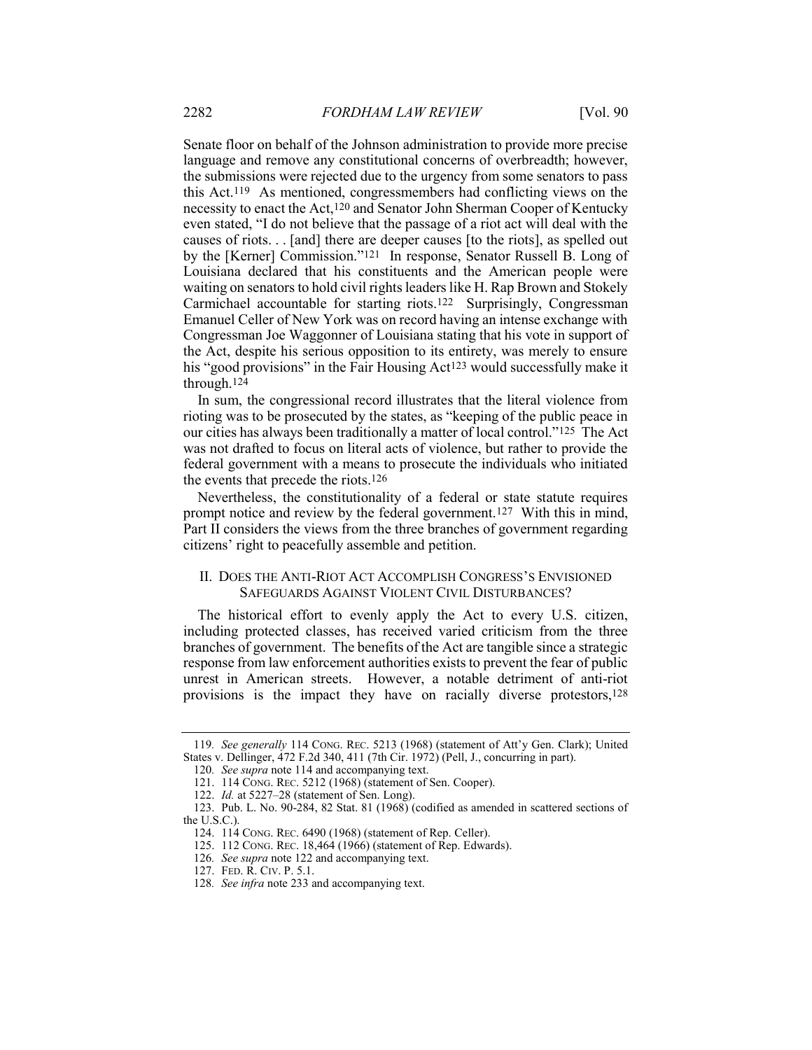Senate floor on behalf of the Johnson administration to provide more precise language and remove any constitutional concerns of overbreadth; however, the submissions were rejected due to the urgency from some senators to pass this Act.[119] As mentioned, congressmembers had conflicting views on the necessity to enact the Act,[120] and Senator John Sherman Cooper of Kentucky even stated, "I do not believe that the passage of a riot act will deal with the causes of riots. . . [and] there are deeper causes [to the riots], as spelled out by the [Kerner] Commission."[121] In response, Senator Russell B. Long of Louisiana declared that his constituents and the American people were waiting on senators to hold civil rights leaders like H. Rap Brown and Stokely Carmichael accountable for starting riots.[122] Surprisingly, Congressman Emanuel Celler of New York was on record having an intense exchange with Congressman Joe Waggonner of Louisiana stating that his vote in support of the Act, despite his serious opposition to its entirety, was merely to ensure his "good provisions" in the Fair Housing Act[123] would successfully make it through.[124]

In sum, the congressional record illustrates that the literal violence from rioting was to be prosecuted by the states, as "keeping of the public peace in our cities has always been traditionally a matter of local control."[125] The Act was not drafted to focus on literal acts of violence, but rather to provide the federal government with a means to prosecute the individuals who initiated the events that precede the riots.[126]

Nevertheless, the constitutionality of a federal or state statute requires prompt notice and review by the federal government.[127] With this in mind, Part II considers the views from the three branches of government regarding citizens' right to peacefully assemble and petition.

## II. DOES THE ANTI-RIOT ACT ACCOMPLISH CONGRESS'S ENVISIONED SAFEGUARDS AGAINST VIOLENT CIVIL DISTURBANCES?

The historical effort to evenly apply the Act to every U.S. citizen, including protected classes, has received varied criticism from the three branches of government. The benefits of the Act are tangible since a strategic response from law enforcement authorities exists to prevent the fear of public unrest in American streets. However, a notable detriment of anti-riot provisions is the impact they have on racially diverse protestors,[128]

---

119. *See generally* 114 CONG. REC. 5213 (1968) (statement of Att'y Gen. Clark); United States v. Dellinger, 472 F.2d 340, 411 (7th Cir. 1972) (Pell, J., concurring in part).

120. *See supra* note 114 and accompanying text.

121. 114 CONG. REC. 5212 (1968) (statement of Sen. Cooper).

122. *Id.* at 5227–28 (statement of Sen. Long).

123. Pub. L. No. 90-284, 82 Stat. 81 (1968) (codified as amended in scattered sections of the U.S.C.).

124. 114 CONG. REC. 6490 (1968) (statement of Rep. Celler).

125. 112 CONG. REC. 18,464 (1966) (statement of Rep. Edwards).

126. *See supra* note 122 and accompanying text.

127. FED. R. CIV. P. 5.1.

128. *See infra* note 233 and accompanying text.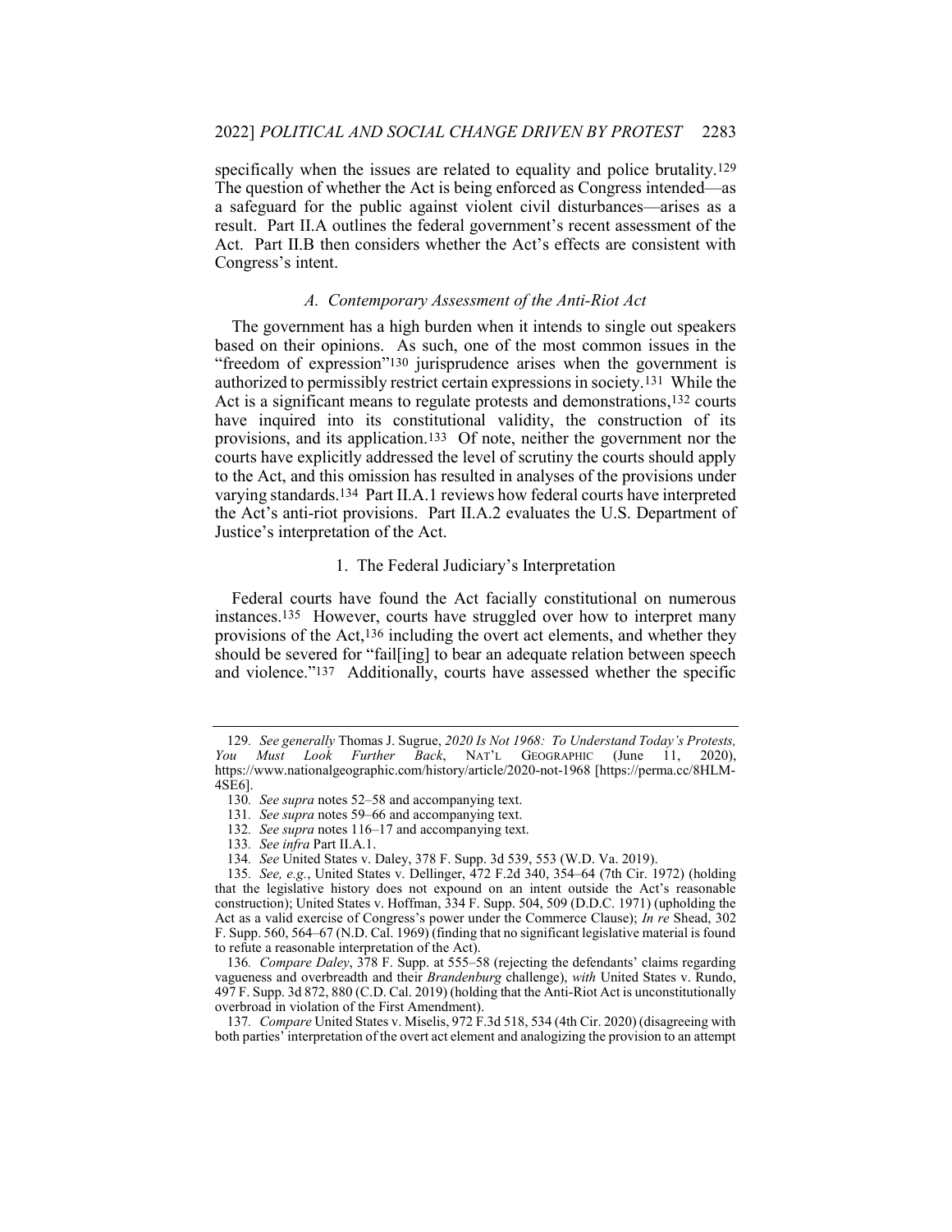specifically when the issues are related to equality and police brutality.[129] The question of whether the Act is being enforced as Congress intended—as a safeguard for the public against violent civil disturbances—arises as a result. Part II.A outlines the federal government's recent assessment of the Act. Part II.B then considers whether the Act's effects are consistent with Congress's intent.

### *A. Contemporary Assessment of the Anti-Riot Act*

The government has a high burden when it intends to single out speakers based on their opinions. As such, one of the most common issues in the "freedom of expression"[130] jurisprudence arises when the government is authorized to permissibly restrict certain expressions in society.[131] While the Act is a significant means to regulate protests and demonstrations,[132] courts have inquired into its constitutional validity, the construction of its provisions, and its application.[133] Of note, neither the government nor the courts have explicitly addressed the level of scrutiny the courts should apply to the Act, and this omission has resulted in analyses of the provisions under varying standards.[134] Part II.A.1 reviews how federal courts have interpreted the Act's anti-riot provisions. Part II.A.2 evaluates the U.S. Department of Justice's interpretation of the Act.

#### 1. The Federal Judiciary's Interpretation

Federal courts have found the Act facially constitutional on numerous instances.[135] However, courts have struggled over how to interpret many provisions of the Act,[136] including the overt act elements, and whether they should be severed for "fail[ing] to bear an adequate relation between speech and violence."[137] Additionally, courts have assessed whether the specific

---

129. *See generally* Thomas J. Sugrue, *2020 Is Not 1968: To Understand Today's Protests, You Must Look Further Back*, NAT'L GEOGRAPHIC (June 11, 2020), https://www.nationalgeographic.com/history/article/2020-not-1968 [https://perma.cc/8HLM-4SE6].

130. *See supra* notes 52–58 and accompanying text.

131. *See supra* notes 59–66 and accompanying text.

132. *See supra* notes 116–17 and accompanying text.

133. *See infra* Part II.A.1.

134. *See* United States v. Daley, 378 F. Supp. 3d 539, 553 (W.D. Va. 2019).

135. *See, e.g.*, United States v. Dellinger, 472 F.2d 340, 354–64 (7th Cir. 1972) (holding that the legislative history does not expound on an intent outside the Act's reasonable construction); United States v. Hoffman, 334 F. Supp. 504, 509 (D.D.C. 1971) (upholding the Act as a valid exercise of Congress's power under the Commerce Clause); *In re* Shead, 302 F. Supp. 560, 564–67 (N.D. Cal. 1969) (finding that no significant legislative material is found to refute a reasonable interpretation of the Act).

136. *Compare Daley*, 378 F. Supp. at 555–58 (rejecting the defendants' claims regarding vagueness and overbreadth and their *Brandenburg* challenge), *with* United States v. Rundo, 497 F. Supp. 3d 872, 880 (C.D. Cal. 2019) (holding that the Anti-Riot Act is unconstitutionally overbroad in violation of the First Amendment).

137. *Compare* United States v. Miselis, 972 F.3d 518, 534 (4th Cir. 2020) (disagreeing with both parties' interpretation of the overt act element and analogizing the provision to an attempt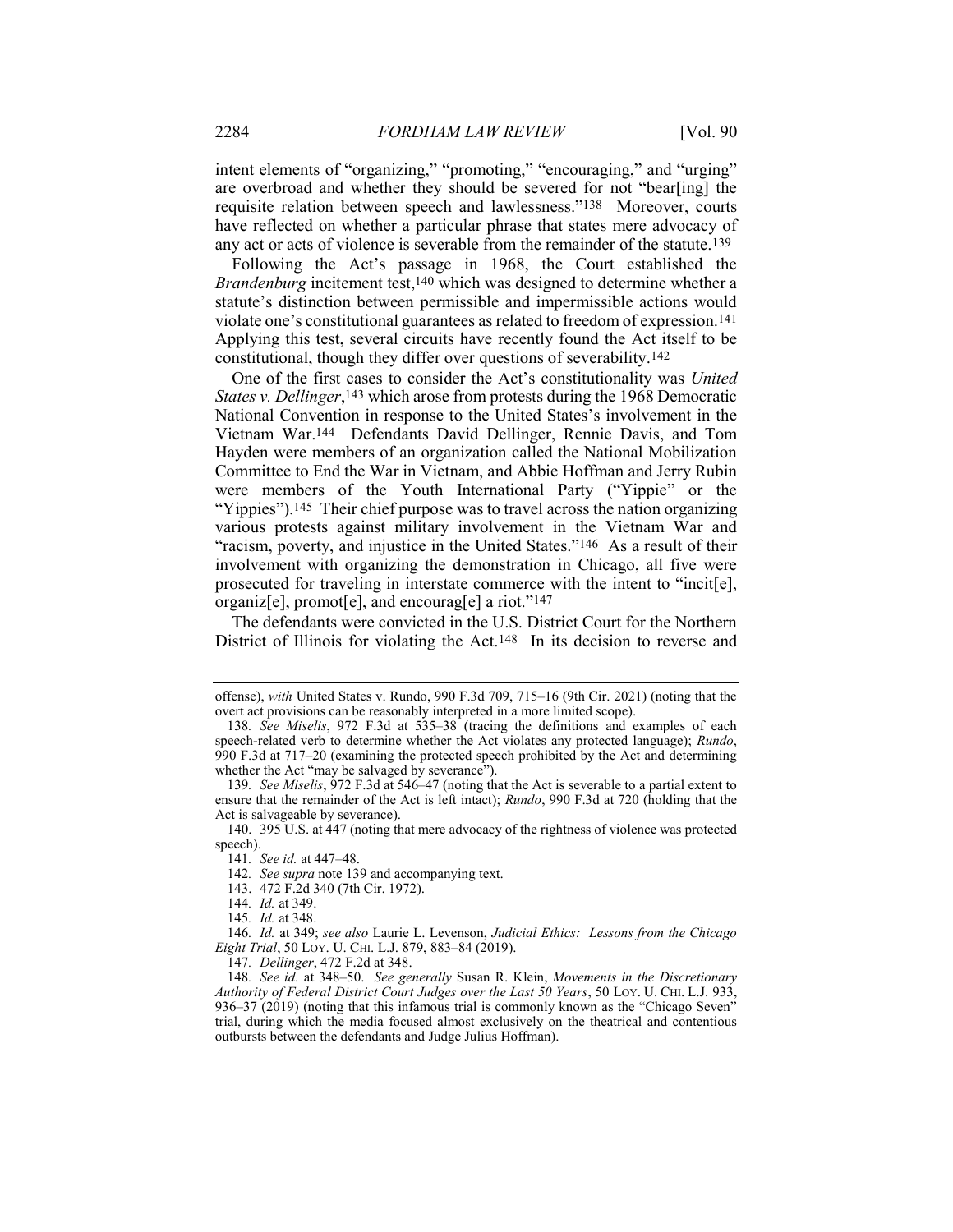intent elements of "organizing," "promoting," "encouraging," and "urging" are overbroad and whether they should be severed for not "bear[ing] the requisite relation between speech and lawlessness."[138] Moreover, courts have reflected on whether a particular phrase that states mere advocacy of any act or acts of violence is severable from the remainder of the statute.[139]

Following the Act's passage in 1968, the Court established the *Brandenburg* incitement test,[140] which was designed to determine whether a statute's distinction between permissible and impermissible actions would violate one's constitutional guarantees as related to freedom of expression.[141] Applying this test, several circuits have recently found the Act itself to be constitutional, though they differ over questions of severability.[142]

One of the first cases to consider the Act's constitutionality was *United States v. Dellinger*,[143] which arose from protests during the 1968 Democratic National Convention in response to the United States's involvement in the Vietnam War.[144] Defendants David Dellinger, Rennie Davis, and Tom Hayden were members of an organization called the National Mobilization Committee to End the War in Vietnam, and Abbie Hoffman and Jerry Rubin were members of the Youth International Party ("Yippie" or the "Yippies").[145] Their chief purpose was to travel across the nation organizing various protests against military involvement in the Vietnam War and "racism, poverty, and injustice in the United States."[146] As a result of their involvement with organizing the demonstration in Chicago, all five were prosecuted for traveling in interstate commerce with the intent to "incit[e], organiz[e], promot[e], and encourag[e] a riot."[147]

The defendants were convicted in the U.S. District Court for the Northern District of Illinois for violating the Act.[148] In its decision to reverse and

---

offense), *with* United States v. Rundo, 990 F.3d 709, 715–16 (9th Cir. 2021) (noting that the overt act provisions can be reasonably interpreted in a more limited scope).

138. *See Miselis*, 972 F.3d at 535–38 (tracing the definitions and examples of each speech-related verb to determine whether the Act violates any protected language); *Rundo*, 990 F.3d at 717–20 (examining the protected speech prohibited by the Act and determining whether the Act "may be salvaged by severance").

139. *See Miselis*, 972 F.3d at 546–47 (noting that the Act is severable to a partial extent to ensure that the remainder of the Act is left intact); *Rundo*, 990 F.3d at 720 (holding that the Act is salvageable by severance).

140. 395 U.S. at 447 (noting that mere advocacy of the rightness of violence was protected speech).

141. *See id.* at 447–48.

142. *See supra* note 139 and accompanying text.

143. 472 F.2d 340 (7th Cir. 1972).

144. *Id.* at 349.

145. *Id.* at 348.

146. *Id.* at 349; *see also* Laurie L. Levenson, *Judicial Ethics: Lessons from the Chicago Eight Trial*, 50 LOY. U. CHI. L.J. 879, 883–84 (2019).

147. *Dellinger*, 472 F.2d at 348.

148. *See id.* at 348–50. *See generally* Susan R. Klein, *Movements in the Discretionary Authority of Federal District Court Judges over the Last 50 Years*, 50 LOY. U. CHI. L.J. 933, 936–37 (2019) (noting that this infamous trial is commonly known as the "Chicago Seven" trial, during which the media focused almost exclusively on the theatrical and contentious outbursts between the defendants and Judge Julius Hoffman).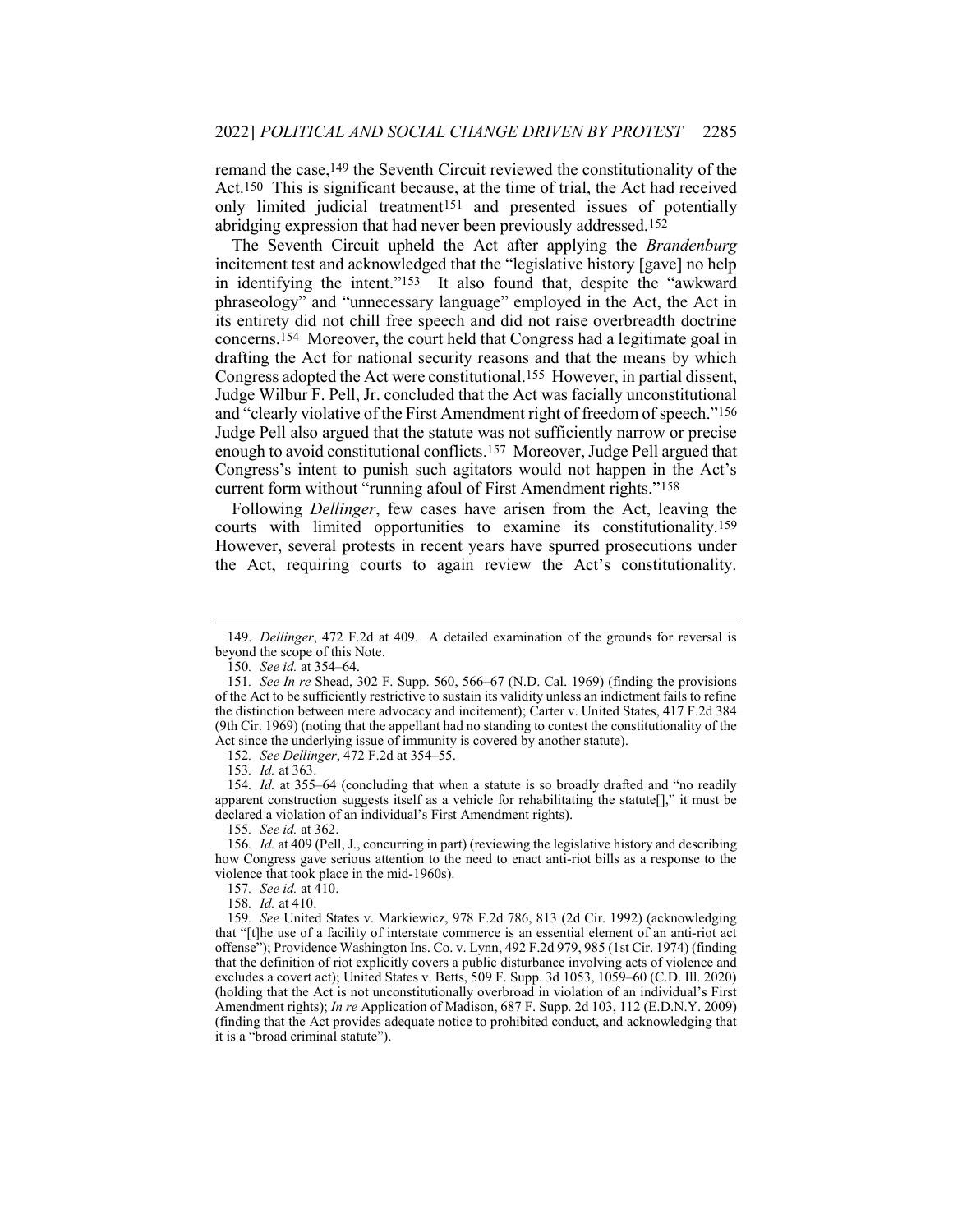remand the case,[149] the Seventh Circuit reviewed the constitutionality of the Act.[150] This is significant because, at the time of trial, the Act had received only limited judicial treatment[151] and presented issues of potentially abridging expression that had never been previously addressed.[152]

The Seventh Circuit upheld the Act after applying the *Brandenburg* incitement test and acknowledged that the "legislative history [gave] no help in identifying the intent."[153] It also found that, despite the "awkward phraseology" and "unnecessary language" employed in the Act, the Act in its entirety did not chill free speech and did not raise overbreadth doctrine concerns.[154] Moreover, the court held that Congress had a legitimate goal in drafting the Act for national security reasons and that the means by which Congress adopted the Act were constitutional.[155] However, in partial dissent, Judge Wilbur F. Pell, Jr. concluded that the Act was facially unconstitutional and "clearly violative of the First Amendment right of freedom of speech."[156] Judge Pell also argued that the statute was not sufficiently narrow or precise enough to avoid constitutional conflicts.[157] Moreover, Judge Pell argued that Congress's intent to punish such agitators would not happen in the Act's current form without "running afoul of First Amendment rights."[158]

Following *Dellinger*, few cases have arisen from the Act, leaving the courts with limited opportunities to examine its constitutionality.[159] However, several protests in recent years have spurred prosecutions under the Act, requiring courts to again review the Act's constitutionality.

---

149. *Dellinger*, 472 F.2d at 409. A detailed examination of the grounds for reversal is beyond the scope of this Note.

150. *See id.* at 354–64.

151. *See In re* Shead, 302 F. Supp. 560, 566–67 (N.D. Cal. 1969) (finding the provisions of the Act to be sufficiently restrictive to sustain its validity unless an indictment fails to refine the distinction between mere advocacy and incitement); Carter v. United States, 417 F.2d 384 (9th Cir. 1969) (noting that the appellant had no standing to contest the constitutionality of the Act since the underlying issue of immunity is covered by another statute).

152. *See Dellinger*, 472 F.2d at 354–55.

153. *Id.* at 363.

154. *Id.* at 355–64 (concluding that when a statute is so broadly drafted and "no readily apparent construction suggests itself as a vehicle for rehabilitating the statute[]," it must be declared a violation of an individual's First Amendment rights).

155. *See id.* at 362.

156. *Id.* at 409 (Pell, J., concurring in part) (reviewing the legislative history and describing how Congress gave serious attention to the need to enact anti-riot bills as a response to the violence that took place in the mid-1960s).

157. *See id.* at 410.

158. *Id.* at 410.

159. *See* United States v. Markiewicz, 978 F.2d 786, 813 (2d Cir. 1992) (acknowledging that "[t]he use of a facility of interstate commerce is an essential element of an anti-riot act offense"); Providence Washington Ins. Co. v. Lynn, 492 F.2d 979, 985 (1st Cir. 1974) (finding that the definition of riot explicitly covers a public disturbance involving acts of violence and excludes a covert act); United States v. Betts, 509 F. Supp. 3d 1053, 1059–60 (C.D. Ill. 2020) (holding that the Act is not unconstitutionally overbroad in violation of an individual's First Amendment rights); *In re* Application of Madison, 687 F. Supp. 2d 103, 112 (E.D.N.Y. 2009) (finding that the Act provides adequate notice to prohibited conduct, and acknowledging that it is a "broad criminal statute").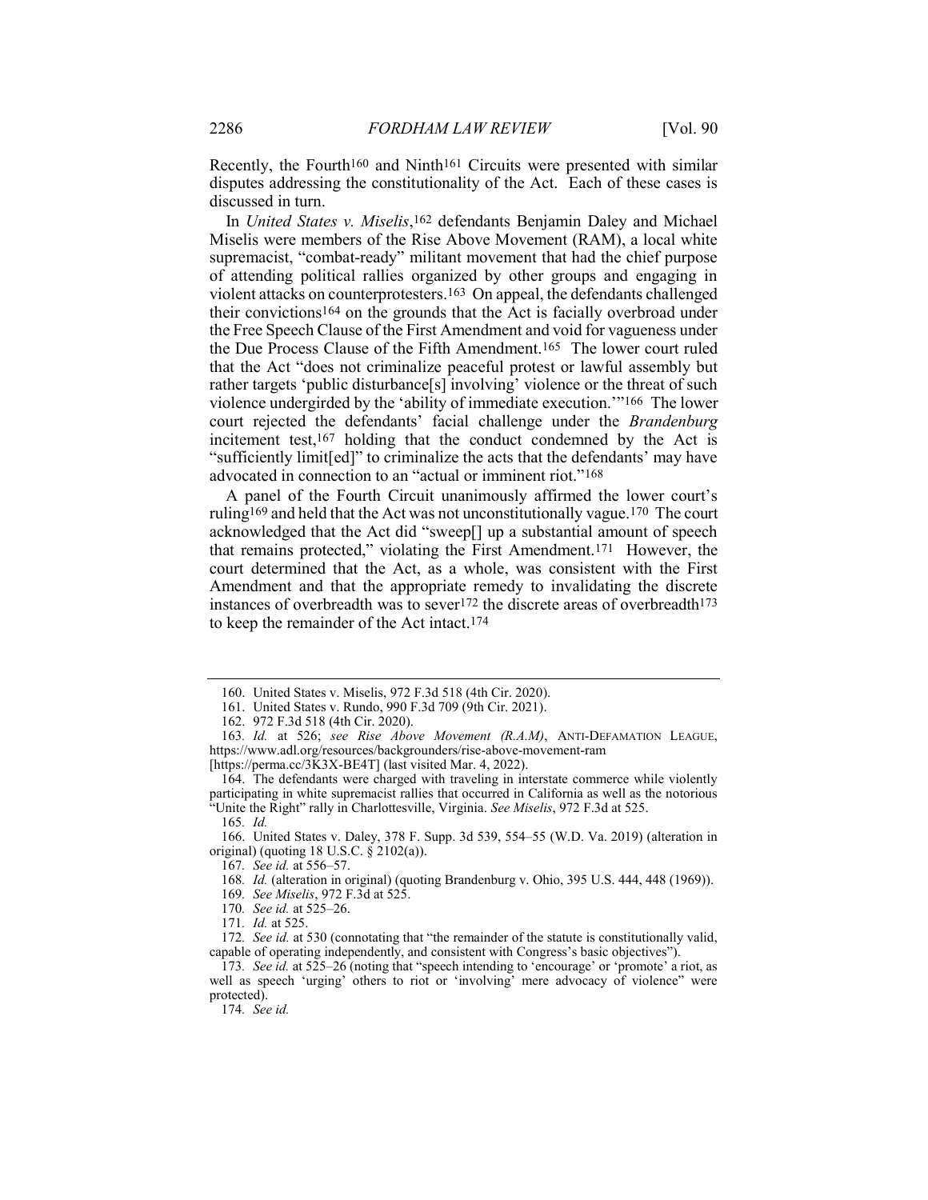Recently, the Fourth[160] and Ninth[161] Circuits were presented with similar disputes addressing the constitutionality of the Act. Each of these cases is discussed in turn.

In *United States v. Miselis*,[162] defendants Benjamin Daley and Michael Miselis were members of the Rise Above Movement (RAM), a local white supremacist, "combat-ready" militant movement that had the chief purpose of attending political rallies organized by other groups and engaging in violent attacks on counterprotesters.[163] On appeal, the defendants challenged their convictions[164] on the grounds that the Act is facially overbroad under the Free Speech Clause of the First Amendment and void for vagueness under the Due Process Clause of the Fifth Amendment.[165] The lower court ruled that the Act "does not criminalize peaceful protest or lawful assembly but rather targets 'public disturbance[s] involving' violence or the threat of such violence undergirded by the 'ability of immediate execution.'"[166] The lower court rejected the defendants' facial challenge under the *Brandenburg* incitement test,[167] holding that the conduct condemned by the Act is "sufficiently limit[ed]" to criminalize the acts that the defendants' may have advocated in connection to an "actual or imminent riot."[168]

A panel of the Fourth Circuit unanimously affirmed the lower court's ruling[169] and held that the Act was not unconstitutionally vague.[170] The court acknowledged that the Act did "sweep[] up a substantial amount of speech that remains protected," violating the First Amendment.[171] However, the court determined that the Act, as a whole, was consistent with the First Amendment and that the appropriate remedy to invalidating the discrete instances of overbreadth was to sever[172] the discrete areas of overbreadth[173] to keep the remainder of the Act intact.[174]

---

160. United States v. Miselis, 972 F.3d 518 (4th Cir. 2020).

161. United States v. Rundo, 990 F.3d 709 (9th Cir. 2021).

162. 972 F.3d 518 (4th Cir. 2020).

163. *Id.* at 526; *see Rise Above Movement (R.A.M)*, ANTI-DEFAMATION LEAGUE, https://www.adl.org/resources/backgrounders/rise-above-movement-ram [https://perma.cc/3K3X-BE4T] (last visited Mar. 4, 2022).

164. The defendants were charged with traveling in interstate commerce while violently participating in white supremacist rallies that occurred in California as well as the notorious "Unite the Right" rally in Charlottesville, Virginia. *See Miselis*, 972 F.3d at 525.

165. *Id.*

166. United States v. Daley, 378 F. Supp. 3d 539, 554–55 (W.D. Va. 2019) (alteration in original) (quoting 18 U.S.C. § 2102(a)).

167. *See id.* at 556–57.

168. *Id.* (alteration in original) (quoting Brandenburg v. Ohio, 395 U.S. 444, 448 (1969)).

169. *See Miselis*, 972 F.3d at 525.

170. *See id.* at 525–26.

171. *Id.* at 525.

172. *See id.* at 530 (connotating that "the remainder of the statute is constitutionally valid, capable of operating independently, and consistent with Congress's basic objectives").

173. *See id.* at 525–26 (noting that "speech intending to 'encourage' or 'promote' a riot, as well as speech 'urging' others to riot or 'involving' mere advocacy of violence" were protected).

174. *See id.*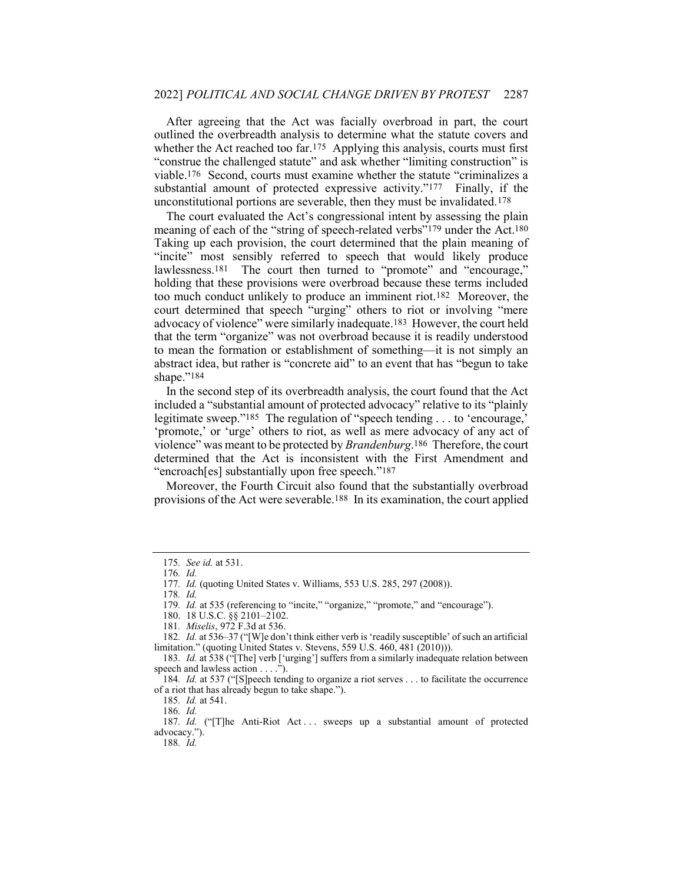After agreeing that the Act was facially overbroad in part, the court outlined the overbreadth analysis to determine what the statute covers and whether the Act reached too far.[175] Applying this analysis, courts must first "construe the challenged statute" and ask whether "limiting construction" is viable.[176] Second, courts must examine whether the statute "criminalizes a substantial amount of protected expressive activity."[177] Finally, if the unconstitutional portions are severable, then they must be invalidated.[178]

The court evaluated the Act's congressional intent by assessing the plain meaning of each of the "string of speech-related verbs"[179] under the Act.[180] Taking up each provision, the court determined that the plain meaning of "incite" most sensibly referred to speech that would likely produce lawlessness.[181] The court then turned to "promote" and "encourage," holding that these provisions were overbroad because these terms included too much conduct unlikely to produce an imminent riot.[182] Moreover, the court determined that speech "urging" others to riot or involving "mere advocacy of violence" were similarly inadequate.[183] However, the court held that the term "organize" was not overbroad because it is readily understood to mean the formation or establishment of something—it is not simply an abstract idea, but rather is "concrete aid" to an event that has "begun to take shape."[184]

In the second step of its overbreadth analysis, the court found that the Act included a "substantial amount of protected advocacy" relative to its "plainly legitimate sweep."[185] The regulation of "speech tending . . . to 'encourage,' 'promote,' or 'urge' others to riot, as well as mere advocacy of any act of violence" was meant to be protected by *Brandenburg*.[186] Therefore, the court determined that the Act is inconsistent with the First Amendment and "encroach[es] substantially upon free speech."[187]

Moreover, the Fourth Circuit also found that the substantially overbroad provisions of the Act were severable.[188] In its examination, the court applied

---

175. *See id.* at 531.

176. *Id.*

177. *Id.* (quoting United States v. Williams, 553 U.S. 285, 297 (2008)).

178. *Id.*

179. *Id.* at 535 (referencing to "incite," "organize," "promote," and "encourage").

180. 18 U.S.C. §§ 2101–2102.

181. *Miselis*, 972 F.3d at 536.

182. *Id.* at 536–37 ("[W]e don't think either verb is 'readily susceptible' of such an artificial limitation." (quoting United States v. Stevens, 559 U.S. 460, 481 (2010))).

183. *Id.* at 538 ("[The] verb ['urging'] suffers from a similarly inadequate relation between speech and lawless action . . . .").

184. *Id.* at 537 ("[S]peech tending to organize a riot serves . . . to facilitate the occurrence of a riot that has already begun to take shape.").

185. *Id.* at 541.

186. *Id.*

187. *Id.* ("[T]he Anti-Riot Act . . . sweeps up a substantial amount of protected advocacy.").

188. *Id.*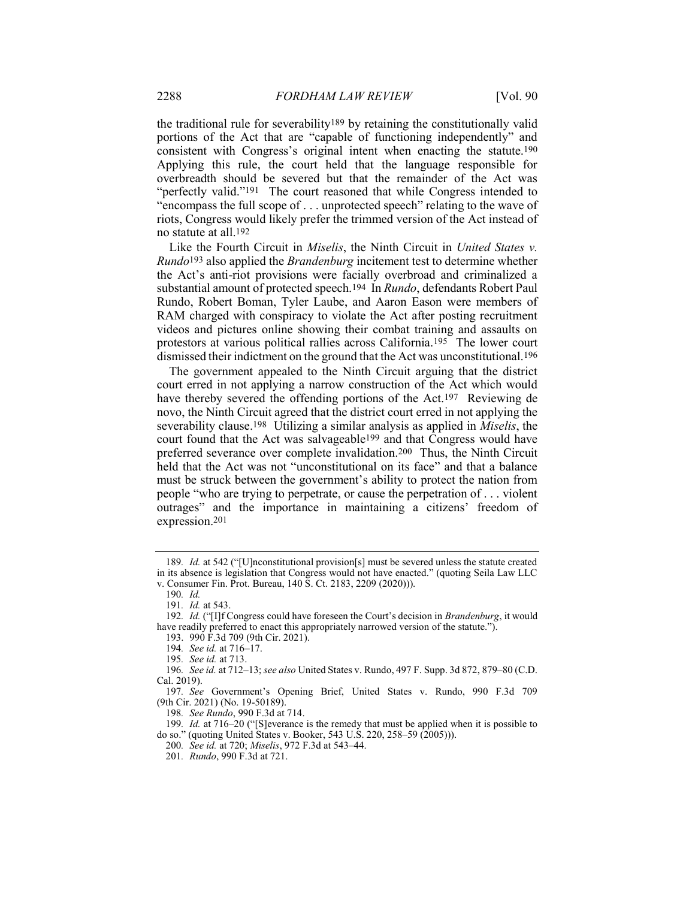the traditional rule for severability[189] by retaining the constitutionally valid portions of the Act that are "capable of functioning independently" and consistent with Congress's original intent when enacting the statute.[190] Applying this rule, the court held that the language responsible for overbreadth should be severed but that the remainder of the Act was "perfectly valid."[191] The court reasoned that while Congress intended to "encompass the full scope of . . . unprotected speech" relating to the wave of riots, Congress would likely prefer the trimmed version of the Act instead of no statute at all.[192]

Like the Fourth Circuit in *Miselis*, the Ninth Circuit in *United States v. Rundo*[193] also applied the *Brandenburg* incitement test to determine whether the Act's anti-riot provisions were facially overbroad and criminalized a substantial amount of protected speech.[194] In *Rundo*, defendants Robert Paul Rundo, Robert Boman, Tyler Laube, and Aaron Eason were members of RAM charged with conspiracy to violate the Act after posting recruitment videos and pictures online showing their combat training and assaults on protestors at various political rallies across California.[195] The lower court dismissed their indictment on the ground that the Act was unconstitutional.[196]

The government appealed to the Ninth Circuit arguing that the district court erred in not applying a narrow construction of the Act which would have thereby severed the offending portions of the Act.[197] Reviewing de novo, the Ninth Circuit agreed that the district court erred in not applying the severability clause.[198] Utilizing a similar analysis as applied in *Miselis*, the court found that the Act was salvageable[199] and that Congress would have preferred severance over complete invalidation.[200] Thus, the Ninth Circuit held that the Act was not "unconstitutional on its face" and that a balance must be struck between the government's ability to protect the nation from people "who are trying to perpetrate, or cause the perpetration of . . . violent outrages" and the importance in maintaining a citizens' freedom of expression.[201]

---

189. *Id.* at 542 ("[U]nconstitutional provision[s] must be severed unless the statute created in its absence is legislation that Congress would not have enacted." (quoting Seila Law LLC v. Consumer Fin. Prot. Bureau, 140 S. Ct. 2183, 2209 (2020))).

190. *Id.*

191. *Id.* at 543.

192. *Id.* ("[I]f Congress could have foreseen the Court's decision in *Brandenburg*, it would have readily preferred to enact this appropriately narrowed version of the statute.").

193. 990 F.3d 709 (9th Cir. 2021).

194. *See id.* at 716–17.

195. *See id.* at 713.

196. *See id.* at 712–13; *see also* United States v. Rundo, 497 F. Supp. 3d 872, 879–80 (C.D. Cal. 2019).

197. *See* Government's Opening Brief, United States v. Rundo, 990 F.3d 709 (9th Cir. 2021) (No. 19-50189).

198. *See Rundo*, 990 F.3d at 714.

199. *Id.* at 716–20 ("[S]everance is the remedy that must be applied when it is possible to do so." (quoting United States v. Booker, 543 U.S. 220, 258–59 (2005))).

200. *See id.* at 720; *Miselis*, 972 F.3d at 543–44.

201. *Rundo*, 990 F.3d at 721.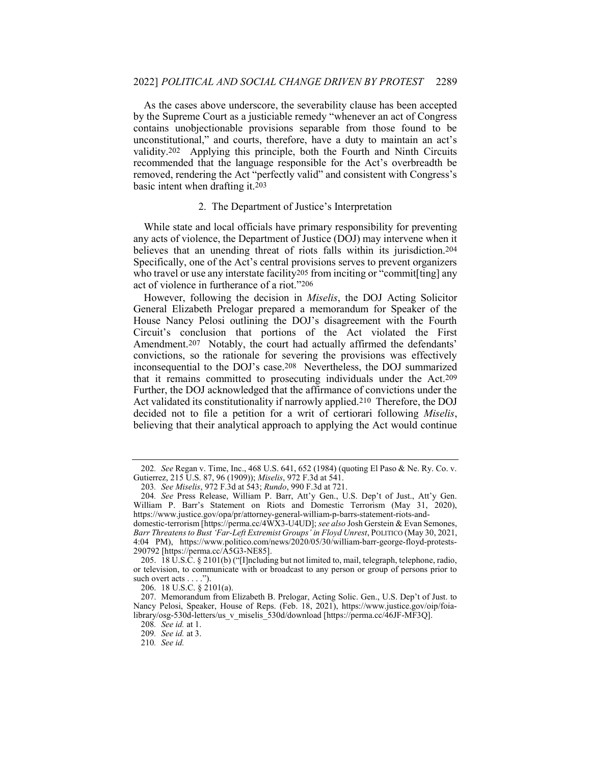As the cases above underscore, the severability clause has been accepted by the Supreme Court as a justiciable remedy "whenever an act of Congress contains unobjectionable provisions separable from those found to be unconstitutional," and courts, therefore, have a duty to maintain an act's validity.[202] Applying this principle, both the Fourth and Ninth Circuits recommended that the language responsible for the Act's overbreadth be removed, rendering the Act "perfectly valid" and consistent with Congress's basic intent when drafting it.[203]

### 2. The Department of Justice's Interpretation

While state and local officials have primary responsibility for preventing any acts of violence, the Department of Justice (DOJ) may intervene when it believes that an unending threat of riots falls within its jurisdiction.[204] Specifically, one of the Act's central provisions serves to prevent organizers who travel or use any interstate facility[205] from inciting or "commit[ting] any act of violence in furtherance of a riot."[206]

However, following the decision in *Miselis*, the DOJ Acting Solicitor General Elizabeth Prelogar prepared a memorandum for Speaker of the House Nancy Pelosi outlining the DOJ's disagreement with the Fourth Circuit's conclusion that portions of the Act violated the First Amendment.[207] Notably, the court had actually affirmed the defendants' convictions, so the rationale for severing the provisions was effectively inconsequential to the DOJ's case.[208] Nevertheless, the DOJ summarized that it remains committed to prosecuting individuals under the Act.[209] Further, the DOJ acknowledged that the affirmance of convictions under the Act validated its constitutionality if narrowly applied.[210] Therefore, the DOJ decided not to file a petition for a writ of certiorari following *Miselis*, believing that their analytical approach to applying the Act would continue

---

202. *See* Regan v. Time, Inc., 468 U.S. 641, 652 (1984) (quoting El Paso & Ne. Ry. Co. v. Gutierrez, 215 U.S. 87, 96 (1909)); *Miselis*, 972 F.3d at 541.

203. *See Miselis*, 972 F.3d at 543; *Rundo*, 990 F.3d at 721.

204. *See* Press Release, William P. Barr, Att'y Gen., U.S. Dep't of Just., Att'y Gen. William P. Barr's Statement on Riots and Domestic Terrorism (May 31, 2020), https://www.justice.gov/opa/pr/attorney-general-william-p-barrs-statement-riots-and-domestic-terrorism [https://perma.cc/4WX3-U4UD]; *see also* Josh Gerstein & Evan Semones, *Barr Threatens to Bust 'Far-Left Extremist Groups' in Floyd Unrest*, POLITICO (May 30, 2021, 4:04 PM), https://www.politico.com/news/2020/05/30/william-barr-george-floyd-protests-290792 [https://perma.cc/A5G3-NE85].

205. 18 U.S.C. § 2101(b) ("[I]ncluding but not limited to, mail, telegraph, telephone, radio, or television, to communicate with or broadcast to any person or group of persons prior to such overt acts . . . .").

206. 18 U.S.C. § 2101(a).

207. Memorandum from Elizabeth B. Prelogar, Acting Solic. Gen., U.S. Dep't of Just. to Nancy Pelosi, Speaker, House of Reps. (Feb. 18, 2021), https://www.justice.gov/oip/foia-library/osg-530d-letters/us_v_miselis_530d/download [https://perma.cc/46JF-MF3Q].

208. *See id.* at 1.

209. *See id.* at 3.

210. *See id.*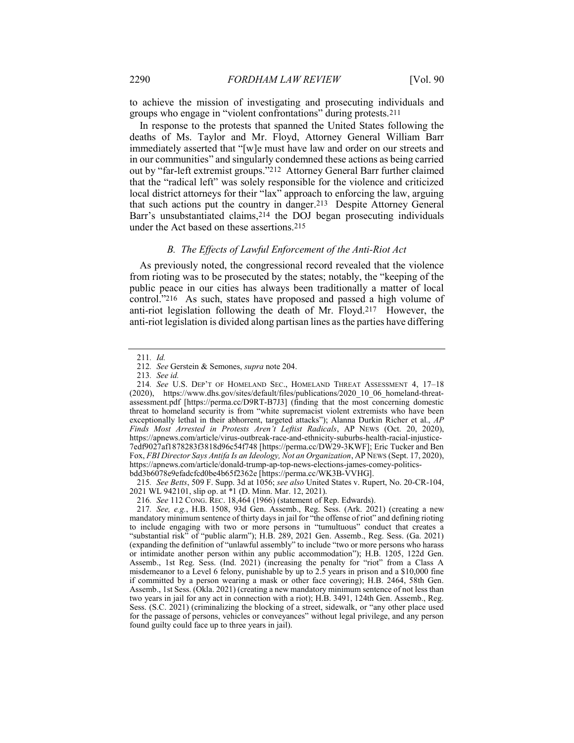to achieve the mission of investigating and prosecuting individuals and groups who engage in "violent confrontations" during protests.[211]

In response to the protests that spanned the United States following the deaths of Ms. Taylor and Mr. Floyd, Attorney General William Barr immediately asserted that "[w]e must have law and order on our streets and in our communities" and singularly condemned these actions as being carried out by "far-left extremist groups."[212] Attorney General Barr further claimed that the "radical left" was solely responsible for the violence and criticized local district attorneys for their "lax" approach to enforcing the law, arguing that such actions put the country in danger.[213] Despite Attorney General Barr's unsubstantiated claims,[214] the DOJ began prosecuting individuals under the Act based on these assertions.[215]

### *B. The Effects of Lawful Enforcement of the Anti-Riot Act*

As previously noted, the congressional record revealed that the violence from rioting was to be prosecuted by the states; notably, the "keeping of the public peace in our cities has always been traditionally a matter of local control."[216] As such, states have proposed and passed a high volume of anti-riot legislation following the death of Mr. Floyd.[217] However, the anti-riot legislation is divided along partisan lines as the parties have differing

---

211. *Id.*

212. *See* Gerstein & Semones, *supra* note 204.

213. *See id.*

214. *See* U.S. DEP'T OF HOMELAND SEC., HOMELAND THREAT ASSESSMENT 4, 17–18 (2020), https://www.dhs.gov/sites/default/files/publications/2020_10_06_homeland-threat-assessment.pdf [https://perma.cc/D9RT-B7J3] (finding that the most concerning domestic threat to homeland security is from "white supremacist violent extremists who have been exceptionally lethal in their abhorrent, targeted attacks"); Alanna Durkin Richer et al., *AP Finds Most Arrested in Protests Aren't Leftist Radicals*, AP NEWS (Oct. 20, 2020), https://apnews.com/article/virus-outbreak-race-and-ethnicity-suburbs-health-racial-injustice-7edf9027af1878283f3818d96c54f748 [https://perma.cc/DW29-3KWF]; Eric Tucker and Ben Fox, *FBI Director Says Antifa Is an Ideology, Not an Organization*, AP NEWS (Sept. 17, 2020), https://apnews.com/article/donald-trump-ap-top-news-elections-james-comey-politics-bdd3b6078e9efadcfcd0be4b65f2362e [https://perma.cc/WK3B-VVHG].

215. *See Betts*, 509 F. Supp. 3d at 1056; *see also* United States v. Rupert, No. 20-CR-104, 2021 WL 942101, slip op. at *1 (D. Minn. Mar. 12, 2021).

216. *See* 112 CONG. REC. 18,464 (1966) (statement of Rep. Edwards).

217. *See, e.g.*, H.B. 1508, 93d Gen. Assemb., Reg. Sess. (Ark. 2021) (creating a new mandatory minimum sentence of thirty days in jail for "the offense of riot" and defining rioting to include engaging with two or more persons in "tumultuous" conduct that creates a "substantial risk" of "public alarm"); H.B. 289, 2021 Gen. Assemb., Reg. Sess. (Ga. 2021) (expanding the definition of "unlawful assembly" to include "two or more persons who harass or intimidate another person within any public accommodation"); H.B. 1205, 122d Gen. Assemb., 1st Reg. Sess. (Ind. 2021) (increasing the penalty for "riot" from a Class A misdemeanor to a Level 6 felony, punishable by up to 2.5 years in prison and a $10,000 fine if committed by a person wearing a mask or other face covering); H.B. 2464, 58th Gen. Assemb., 1st Sess. (Okla. 2021) (creating a new mandatory minimum sentence of not less than two years in jail for any act in connection with a riot); H.B. 3491, 124th Gen. Assemb., Reg. Sess. (S.C. 2021) (criminalizing the blocking of a street, sidewalk, or "any other place used for the passage of persons, vehicles or conveyances" without legal privilege, and any person found guilty could face up to three years in jail).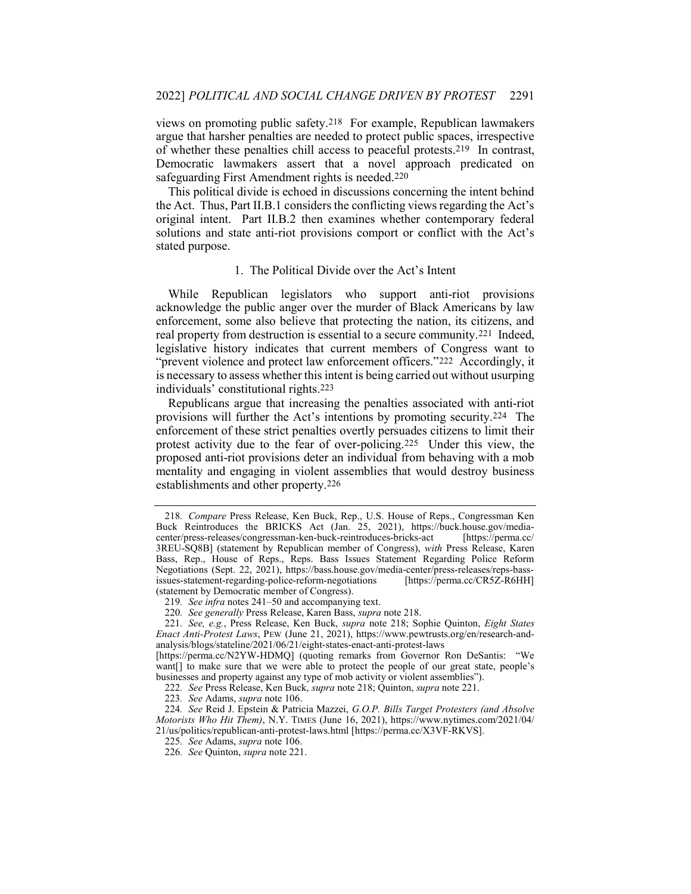views on promoting public safety.[218] For example, Republican lawmakers argue that harsher penalties are needed to protect public spaces, irrespective of whether these penalties chill access to peaceful protests.[219] In contrast, Democratic lawmakers assert that a novel approach predicated on safeguarding First Amendment rights is needed.[220]

This political divide is echoed in discussions concerning the intent behind the Act. Thus, Part II.B.1 considers the conflicting views regarding the Act's original intent. Part II.B.2 then examines whether contemporary federal solutions and state anti-riot provisions comport or conflict with the Act's stated purpose.

### 1. The Political Divide over the Act's Intent

While Republican legislators who support anti-riot provisions acknowledge the public anger over the murder of Black Americans by law enforcement, some also believe that protecting the nation, its citizens, and real property from destruction is essential to a secure community.[221] Indeed, legislative history indicates that current members of Congress want to "prevent violence and protect law enforcement officers."[222] Accordingly, it is necessary to assess whether this intent is being carried out without usurping individuals' constitutional rights.[223]

Republicans argue that increasing the penalties associated with anti-riot provisions will further the Act's intentions by promoting security.[224] The enforcement of these strict penalties overtly persuades citizens to limit their protest activity due to the fear of over-policing.[225] Under this view, the proposed anti-riot provisions deter an individual from behaving with a mob mentality and engaging in violent assemblies that would destroy business establishments and other property.[226]

---

218. *Compare* Press Release, Ken Buck, Rep., U.S. House of Reps., Congressman Ken Buck Reintroduces the BRICKS Act (Jan. 25, 2021), https://buck.house.gov/media-center/press-releases/congressman-ken-buck-reintroduces-bricks-act [https://perma.cc/3REU-SQ8B] (statement by Republican member of Congress), *with* Press Release, Karen Bass, Rep., House of Reps., Reps. Bass Issues Statement Regarding Police Reform Negotiations (Sept. 22, 2021), https://bass.house.gov/media-center/press-releases/reps-bass-issues-statement-regarding-police-reform-negotiations [https://perma.cc/CR5Z-R6HH] (statement by Democratic member of Congress).

219. *See infra* notes 241–50 and accompanying text.

220. *See generally* Press Release, Karen Bass, *supra* note 218.

221. *See, e.g.*, Press Release, Ken Buck, *supra* note 218; Sophie Quinton, *Eight States Enact Anti-Protest Laws*, PEW (June 21, 2021), https://www.pewtrusts.org/en/research-and-analysis/blogs/stateline/2021/06/21/eight-states-enact-anti-protest-laws [https://perma.cc/N2YW-HDMQ] (quoting remarks from Governor Ron DeSantis: "We want[] to make sure that we were able to protect the people of our great state, people's businesses and property against any type of mob activity or violent assemblies").

222. *See* Press Release, Ken Buck, *supra* note 218; Quinton, *supra* note 221.

223. *See* Adams, *supra* note 106.

224. *See* Reid J. Epstein & Patricia Mazzei, *G.O.P. Bills Target Protesters (and Absolve Motorists Who Hit Them)*, N.Y. TIMES (June 16, 2021), https://www.nytimes.com/2021/04/21/us/politics/republican-anti-protest-laws.html [https://perma.cc/X3VF-RKVS].

225. *See* Adams, *supra* note 106.

226. *See* Quinton, *supra* note 221.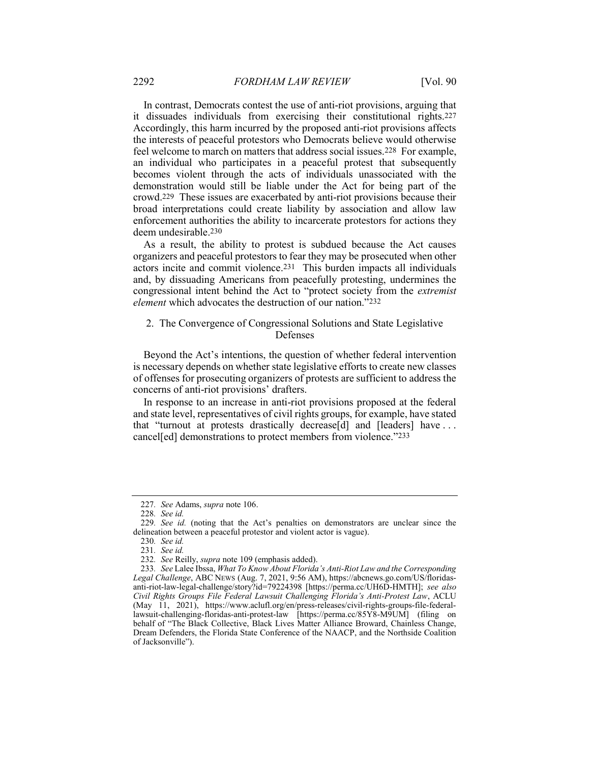In contrast, Democrats contest the use of anti-riot provisions, arguing that it dissuades individuals from exercising their constitutional rights.[227] Accordingly, this harm incurred by the proposed anti-riot provisions affects the interests of peaceful protestors who Democrats believe would otherwise feel welcome to march on matters that address social issues.[228] For example, an individual who participates in a peaceful protest that subsequently becomes violent through the acts of individuals unassociated with the demonstration would still be liable under the Act for being part of the crowd.[229] These issues are exacerbated by anti-riot provisions because their broad interpretations could create liability by association and allow law enforcement authorities the ability to incarcerate protestors for actions they deem undesirable.[230]

As a result, the ability to protest is subdued because the Act causes organizers and peaceful protestors to fear they may be prosecuted when other actors incite and commit violence.[231] This burden impacts all individuals and, by dissuading Americans from peacefully protesting, undermines the congressional intent behind the Act to "protect society from the *extremist element* which advocates the destruction of our nation."[232]

### 2. The Convergence of Congressional Solutions and State Legislative Defenses

Beyond the Act's intentions, the question of whether federal intervention is necessary depends on whether state legislative efforts to create new classes of offenses for prosecuting organizers of protests are sufficient to address the concerns of anti-riot provisions' drafters.

In response to an increase in anti-riot provisions proposed at the federal and state level, representatives of civil rights groups, for example, have stated that "turnout at protests drastically decrease[d] and [leaders] have . . . cancel[ed] demonstrations to protect members from violence."[233]

---

227. *See* Adams, *supra* note 106.

228. *See id.*

229. *See id.* (noting that the Act's penalties on demonstrators are unclear since the delineation between a peaceful protestor and violent actor is vague).

230. *See id.*

231. *See id.*

232. *See* Reilly, *supra* note 109 (emphasis added).

233. *See* Lalee Ibssa, *What To Know About Florida's Anti-Riot Law and the Corresponding Legal Challenge*, ABC NEWS (Aug. 7, 2021, 9:56 AM), https://abcnews.go.com/US/floridas-anti-riot-law-legal-challenge/story?id=79224398 [https://perma.cc/UH6D-HMTH]; *see also Civil Rights Groups File Federal Lawsuit Challenging Florida's Anti-Protest Law*, ACLU (May 11, 2021), https://www.aclufl.org/en/press-releases/civil-rights-groups-file-federal-lawsuit-challenging-floridas-anti-protest-law [https://perma.cc/85Y8-M9UM] (filing on behalf of "The Black Collective, Black Lives Matter Alliance Broward, Chainless Change, Dream Defenders, the Florida State Conference of the NAACP, and the Northside Coalition of Jacksonville").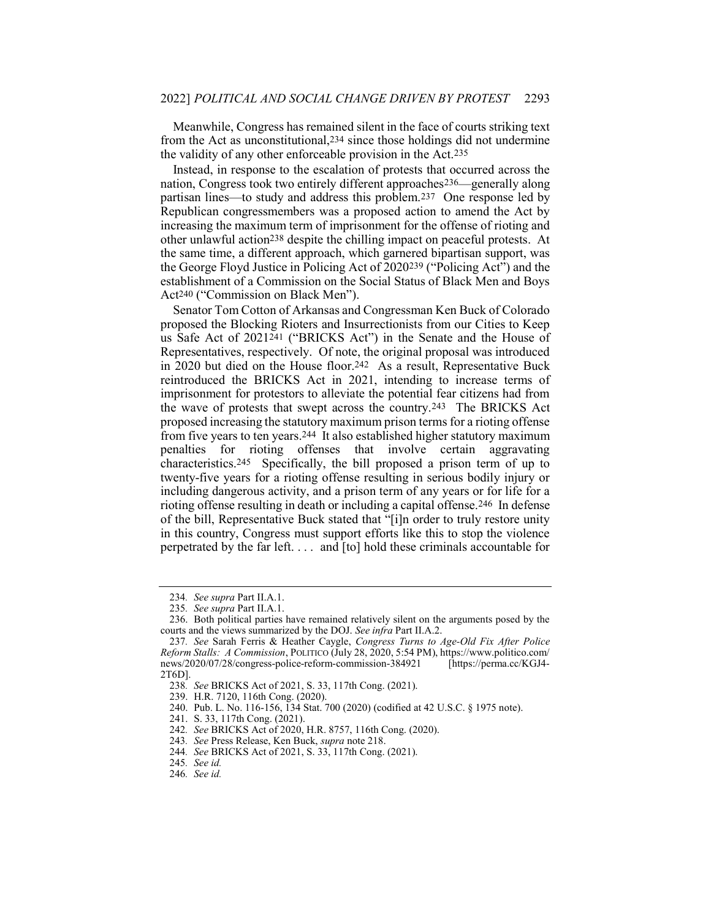Meanwhile, Congress has remained silent in the face of courts striking text from the Act as unconstitutional,[234] since those holdings did not undermine the validity of any other enforceable provision in the Act.[235]

Instead, in response to the escalation of protests that occurred across the nation, Congress took two entirely different approaches[236]—generally along partisan lines—to study and address this problem.[237] One response led by Republican congressmembers was a proposed action to amend the Act by increasing the maximum term of imprisonment for the offense of rioting and other unlawful action[238] despite the chilling impact on peaceful protests. At the same time, a different approach, which garnered bipartisan support, was the George Floyd Justice in Policing Act of 2020[239] ("Policing Act") and the establishment of a Commission on the Social Status of Black Men and Boys Act[240] ("Commission on Black Men").

Senator Tom Cotton of Arkansas and Congressman Ken Buck of Colorado proposed the Blocking Rioters and Insurrectionists from our Cities to Keep us Safe Act of 2021[241] ("BRICKS Act") in the Senate and the House of Representatives, respectively. Of note, the original proposal was introduced in 2020 but died on the House floor.[242] As a result, Representative Buck reintroduced the BRICKS Act in 2021, intending to increase terms of imprisonment for protestors to alleviate the potential fear citizens had from the wave of protests that swept across the country.[243] The BRICKS Act proposed increasing the statutory maximum prison terms for a rioting offense from five years to ten years.[244] It also established higher statutory maximum penalties for rioting offenses that involve certain aggravating characteristics.[245] Specifically, the bill proposed a prison term of up to twenty-five years for a rioting offense resulting in serious bodily injury or including dangerous activity, and a prison term of any years or for life for a rioting offense resulting in death or including a capital offense.[246] In defense of the bill, Representative Buck stated that "[i]n order to truly restore unity in this country, Congress must support efforts like this to stop the violence perpetrated by the far left. . . . and [to] hold these criminals accountable for

---

234. *See supra* Part II.A.1.

235. *See supra* Part II.A.1.

236. Both political parties have remained relatively silent on the arguments posed by the courts and the views summarized by the DOJ. *See infra* Part II.A.2.

237. *See* Sarah Ferris & Heather Caygle, *Congress Turns to Age-Old Fix After Police Reform Stalls: A Commission*, POLITICO (July 28, 2020, 5:54 PM), https://www.politico.com/news/2020/07/28/congress-police-reform-commission-384921 [https://perma.cc/KGJ4-2T6D].

238. *See* BRICKS Act of 2021, S. 33, 117th Cong. (2021).

239. H.R. 7120, 116th Cong. (2020).

240. Pub. L. No. 116-156, 134 Stat. 700 (2020) (codified at 42 U.S.C. § 1975 note).

241. S. 33, 117th Cong. (2021).

242. *See* BRICKS Act of 2020, H.R. 8757, 116th Cong. (2020).

243. *See* Press Release, Ken Buck, *supra* note 218.

244. *See* BRICKS Act of 2021, S. 33, 117th Cong. (2021).

245. *See id.*

246. *See id.*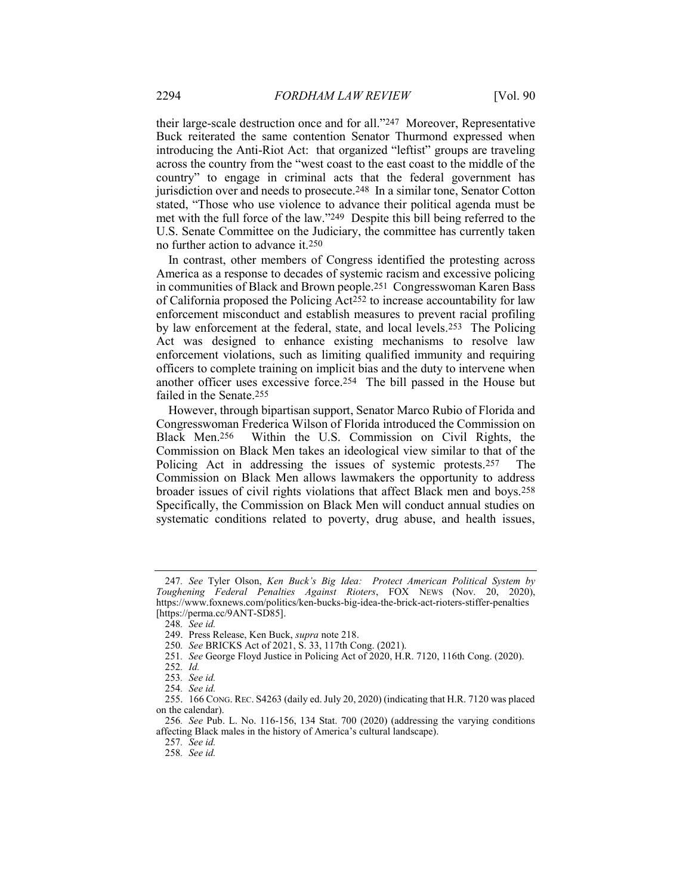their large-scale destruction once and for all."[247] Moreover, Representative Buck reiterated the same contention Senator Thurmond expressed when introducing the Anti-Riot Act: that organized "leftist" groups are traveling across the country from the "west coast to the east coast to the middle of the country" to engage in criminal acts that the federal government has jurisdiction over and needs to prosecute.[248] In a similar tone, Senator Cotton stated, "Those who use violence to advance their political agenda must be met with the full force of the law."[249] Despite this bill being referred to the U.S. Senate Committee on the Judiciary, the committee has currently taken no further action to advance it.[250]

In contrast, other members of Congress identified the protesting across America as a response to decades of systemic racism and excessive policing in communities of Black and Brown people.[251] Congresswoman Karen Bass of California proposed the Policing Act[252] to increase accountability for law enforcement misconduct and establish measures to prevent racial profiling by law enforcement at the federal, state, and local levels.[253] The Policing Act was designed to enhance existing mechanisms to resolve law enforcement violations, such as limiting qualified immunity and requiring officers to complete training on implicit bias and the duty to intervene when another officer uses excessive force.[254] The bill passed in the House but failed in the Senate.[255]

However, through bipartisan support, Senator Marco Rubio of Florida and Congresswoman Frederica Wilson of Florida introduced the Commission on Black Men.[256] Within the U.S. Commission on Civil Rights, the Commission on Black Men takes an ideological view similar to that of the Policing Act in addressing the issues of systemic protests.[257] The Commission on Black Men allows lawmakers the opportunity to address broader issues of civil rights violations that affect Black men and boys.[258] Specifically, the Commission on Black Men will conduct annual studies on systematic conditions related to poverty, drug abuse, and health issues,

---

247. *See* Tyler Olson, *Ken Buck's Big Idea: Protect American Political System by Toughening Federal Penalties Against Rioters*, FOX NEWS (Nov. 20, 2020), https://www.foxnews.com/politics/ken-bucks-big-idea-the-brick-act-rioters-stiffer-penalties [https://perma.cc/9ANT-SD85].

248. *See id.*

249. Press Release, Ken Buck, *supra* note 218.

250. *See* BRICKS Act of 2021, S. 33, 117th Cong. (2021).

251. *See* George Floyd Justice in Policing Act of 2020, H.R. 7120, 116th Cong. (2020).

252. *Id.*

253. *See id.*

254. *See id.*

255. 166 CONG. REC. S4263 (daily ed. July 20, 2020) (indicating that H.R. 7120 was placed on the calendar).

256. *See* Pub. L. No. 116-156, 134 Stat. 700 (2020) (addressing the varying conditions affecting Black males in the history of America's cultural landscape).

257. *See id.*

258. *See id.*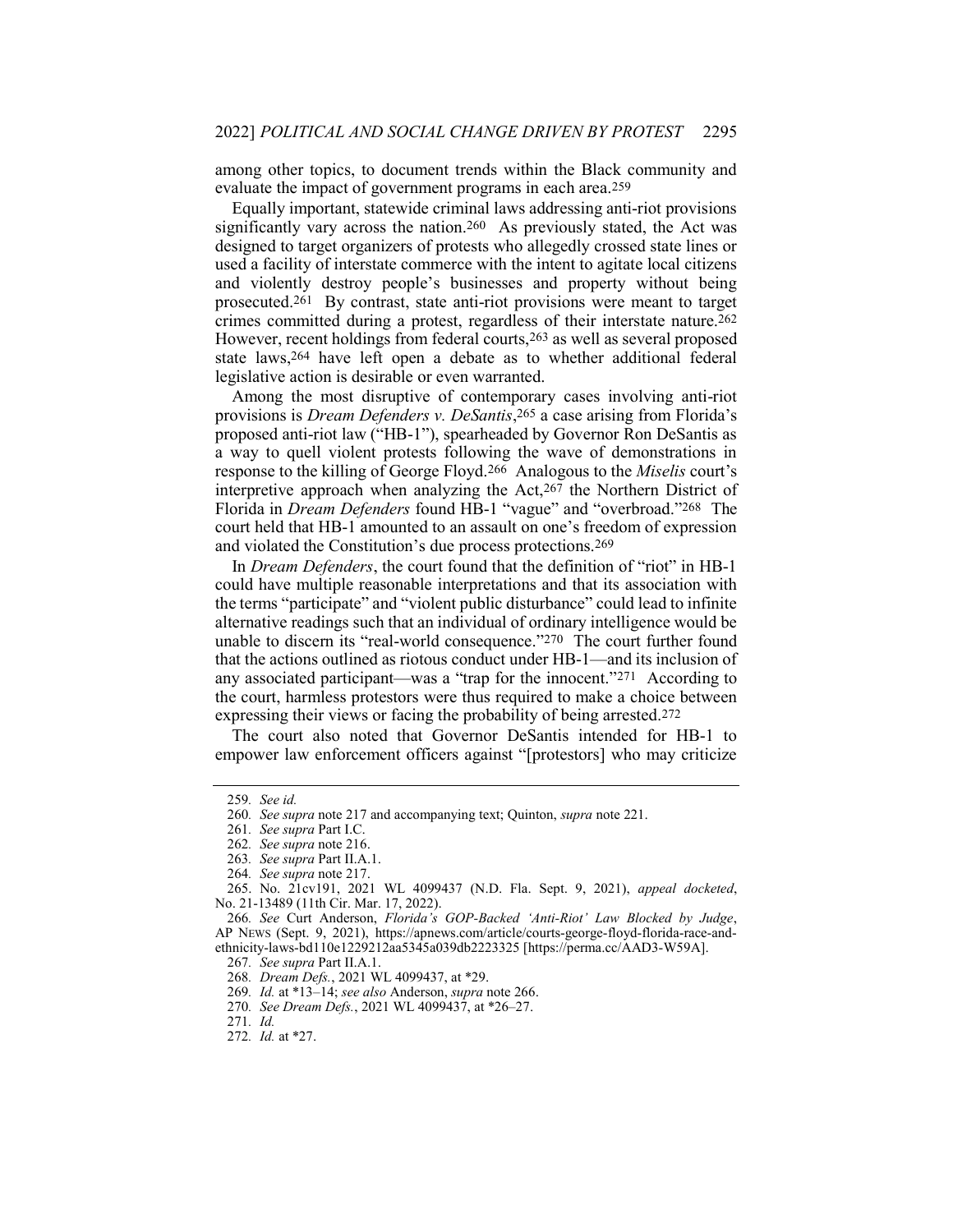among other topics, to document trends within the Black community and evaluate the impact of government programs in each area.[259]

Equally important, statewide criminal laws addressing anti-riot provisions significantly vary across the nation.[260] As previously stated, the Act was designed to target organizers of protests who allegedly crossed state lines or used a facility of interstate commerce with the intent to agitate local citizens and violently destroy people's businesses and property without being prosecuted.[261] By contrast, state anti-riot provisions were meant to target crimes committed during a protest, regardless of their interstate nature.[262] However, recent holdings from federal courts,[263] as well as several proposed state laws,[264] have left open a debate as to whether additional federal legislative action is desirable or even warranted.

Among the most disruptive of contemporary cases involving anti-riot provisions is *Dream Defenders v. DeSantis*,[265] a case arising from Florida's proposed anti-riot law ("HB-1"), spearheaded by Governor Ron DeSantis as a way to quell violent protests following the wave of demonstrations in response to the killing of George Floyd.[266] Analogous to the *Miselis* court's interpretive approach when analyzing the Act,[267] the Northern District of Florida in *Dream Defenders* found HB-1 "vague" and "overbroad."[268] The court held that HB-1 amounted to an assault on one's freedom of expression and violated the Constitution's due process protections.[269]

In *Dream Defenders*, the court found that the definition of "riot" in HB-1 could have multiple reasonable interpretations and that its association with the terms "participate" and "violent public disturbance" could lead to infinite alternative readings such that an individual of ordinary intelligence would be unable to discern its "real-world consequence."[270] The court further found that the actions outlined as riotous conduct under HB-1—and its inclusion of any associated participant—was a "trap for the innocent."[271] According to the court, harmless protestors were thus required to make a choice between expressing their views or facing the probability of being arrested.[272]

The court also noted that Governor DeSantis intended for HB-1 to empower law enforcement officers against "[protestors] who may criticize

---

259. *See id.*

260. *See supra* note 217 and accompanying text; Quinton, *supra* note 221.

261. *See supra* Part I.C.

262. *See supra* note 216.

263. *See supra* Part II.A.1.

264. *See supra* note 217.

265. No. 21cv191, 2021 WL 4099437 (N.D. Fla. Sept. 9, 2021), *appeal docketed*, No. 21-13489 (11th Cir. Mar. 17, 2022).

266. *See* Curt Anderson, *Florida's GOP-Backed 'Anti-Riot' Law Blocked by Judge*, AP NEWS (Sept. 9, 2021), https://apnews.com/article/courts-george-floyd-florida-race-and-ethnicity-laws-bd110e1229212aa5345a039db2223325 [https://perma.cc/AAD3-W59A].

267. *See supra* Part II.A.1.

268. *Dream Defs.*, 2021 WL 4099437, at *29.

269. *Id.* at *13–14; *see also* Anderson, *supra* note 266.

270. *See Dream Defs.*, 2021 WL 4099437, at *26–27.

271. *Id.*

272. *Id.* at *27.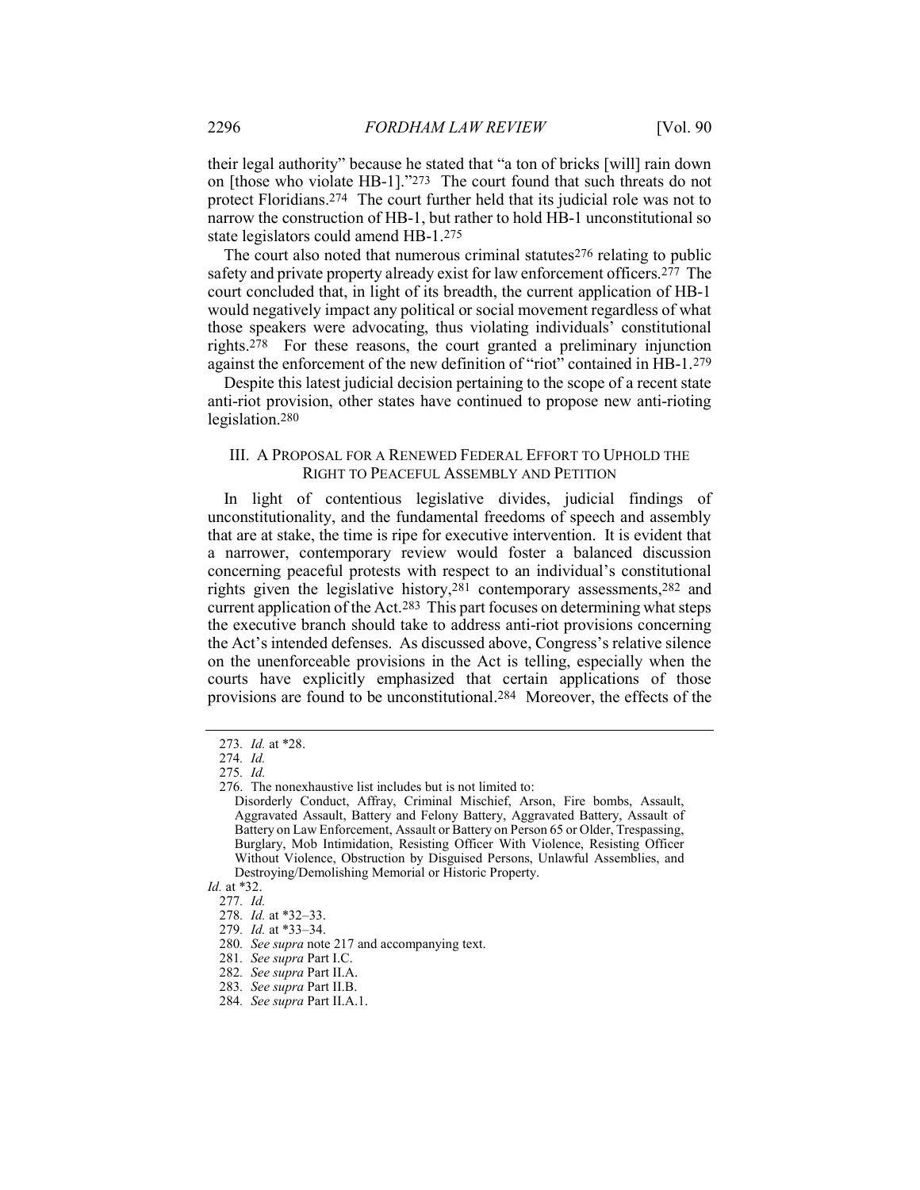their legal authority" because he stated that "a ton of bricks [will] rain down on [those who violate HB-1]."[273] The court found that such threats do not protect Floridians.[274] The court further held that its judicial role was not to narrow the construction of HB-1, but rather to hold HB-1 unconstitutional so state legislators could amend HB-1.[275]

The court also noted that numerous criminal statutes[276] relating to public safety and private property already exist for law enforcement officers.[277] The court concluded that, in light of its breadth, the current application of HB-1 would negatively impact any political or social movement regardless of what those speakers were advocating, thus violating individuals' constitutional rights.[278] For these reasons, the court granted a preliminary injunction against the enforcement of the new definition of "riot" contained in HB-1.[279]

Despite this latest judicial decision pertaining to the scope of a recent state anti-riot provision, other states have continued to propose new anti-rioting legislation.[280]

## III. A Proposal for a Renewed Federal Effort to Uphold the Right to Peaceful Assembly and Petition

In light of contentious legislative divides, judicial findings of unconstitutionality, and the fundamental freedoms of speech and assembly that are at stake, the time is ripe for executive intervention. It is evident that a narrower, contemporary review would foster a balanced discussion concerning peaceful protests with respect to an individual's constitutional rights given the legislative history,[281] contemporary assessments,[282] and current application of the Act.[283] This part focuses on determining what steps the executive branch should take to address anti-riot provisions concerning the Act's intended defenses. As discussed above, Congress's relative silence on the unenforceable provisions in the Act is telling, especially when the courts have explicitly emphasized that certain applications of those provisions are found to be unconstitutional.[284] Moreover, the effects of the

---

273. *Id.* at *28.

274. *Id.*

275. *Id.*

276. The nonexhaustive list includes but is not limited to:

> Disorderly Conduct, Affray, Criminal Mischief, Arson, Fire bombs, Assault, Aggravated Assault, Battery and Felony Battery, Aggravated Battery, Assault of Battery on Law Enforcement, Assault or Battery on Person 65 or Older, Trespassing, Burglary, Mob Intimidation, Resisting Officer With Violence, Resisting Officer Without Violence, Obstruction by Disguised Persons, Unlawful Assemblies, and Destroying/Demolishing Memorial or Historic Property.

*Id.* at *32.

277. *Id.*

278. *Id.* at *32–33.

279. *Id.* at *33–34.

280. *See supra* note 217 and accompanying text.

281. *See supra* Part I.C.

282. *See supra* Part II.A.

283. *See supra* Part II.B.

284. *See supra* Part II.A.1.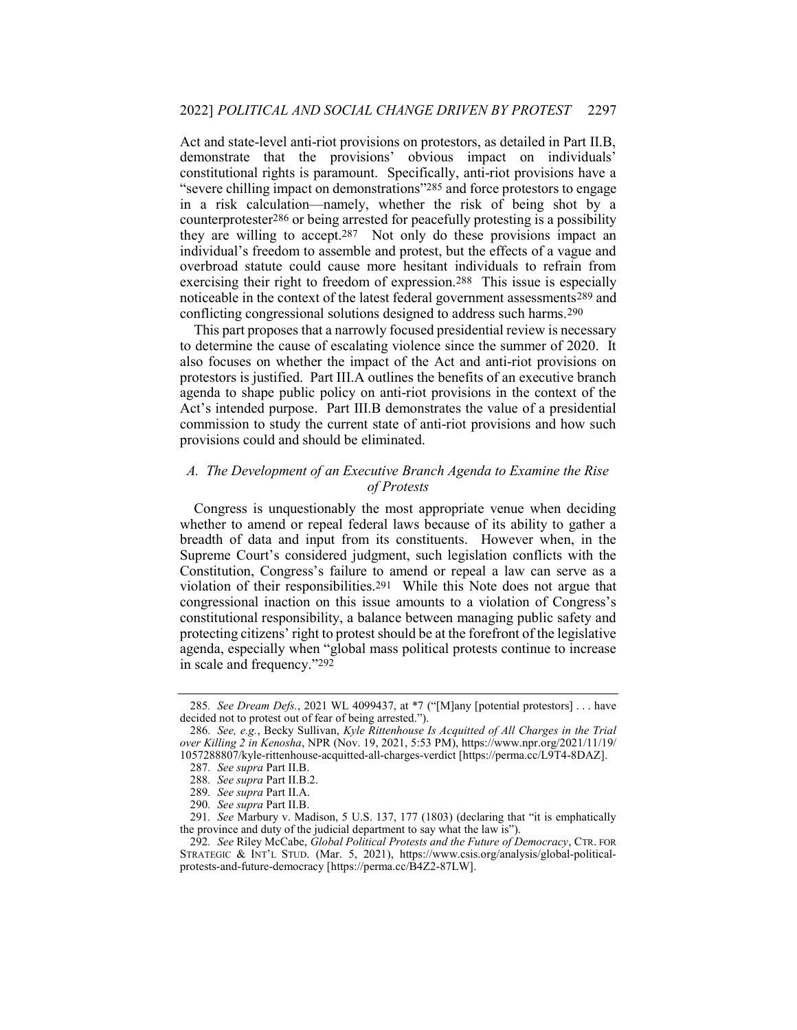Act and state-level anti-riot provisions on protestors, as detailed in Part II.B, demonstrate that the provisions' obvious impact on individuals' constitutional rights is paramount. Specifically, anti-riot provisions have a "severe chilling impact on demonstrations"[285] and force protestors to engage in a risk calculation—namely, whether the risk of being shot by a counterprotester[286] or being arrested for peacefully protesting is a possibility they are willing to accept.[287] Not only do these provisions impact an individual's freedom to assemble and protest, but the effects of a vague and overbroad statute could cause more hesitant individuals to refrain from exercising their right to freedom of expression.[288] This issue is especially noticeable in the context of the latest federal government assessments[289] and conflicting congressional solutions designed to address such harms.[290]

This part proposes that a narrowly focused presidential review is necessary to determine the cause of escalating violence since the summer of 2020. It also focuses on whether the impact of the Act and anti-riot provisions on protestors is justified. Part III.A outlines the benefits of an executive branch agenda to shape public policy on anti-riot provisions in the context of the Act's intended purpose. Part III.B demonstrates the value of a presidential commission to study the current state of anti-riot provisions and how such provisions could and should be eliminated.

### *A. The Development of an Executive Branch Agenda to Examine the Rise of Protests*

Congress is unquestionably the most appropriate venue when deciding whether to amend or repeal federal laws because of its ability to gather a breadth of data and input from its constituents. However when, in the Supreme Court's considered judgment, such legislation conflicts with the Constitution, Congress's failure to amend or repeal a law can serve as a violation of their responsibilities.[291] While this Note does not argue that congressional inaction on this issue amounts to a violation of Congress's constitutional responsibility, a balance between managing public safety and protecting citizens' right to protest should be at the forefront of the legislative agenda, especially when "global mass political protests continue to increase in scale and frequency."[292]

---

285. *See Dream Defs.*, 2021 WL 4099437, at \*7 ("[M]any [potential protestors] . . . have decided not to protest out of fear of being arrested.").

286. *See, e.g.*, Becky Sullivan, *Kyle Rittenhouse Is Acquitted of All Charges in the Trial over Killing 2 in Kenosha*, NPR (Nov. 19, 2021, 5:53 PM), https://www.npr.org/2021/11/19/1057288807/kyle-rittenhouse-acquitted-all-charges-verdict [https://perma.cc/L9T4-8DAZ].

287. *See supra* Part II.B.

288. *See supra* Part II.B.2.

289. *See supra* Part II.A.

290. *See supra* Part II.B.

291. *See* Marbury v. Madison, 5 U.S. 137, 177 (1803) (declaring that "it is emphatically the province and duty of the judicial department to say what the law is").

292. *See* Riley McCabe, *Global Political Protests and the Future of Democracy*, CTR. FOR STRATEGIC & INT'L STUD. (Mar. 5, 2021), https://www.csis.org/analysis/global-political-protests-and-future-democracy [https://perma.cc/B4Z2-87LW].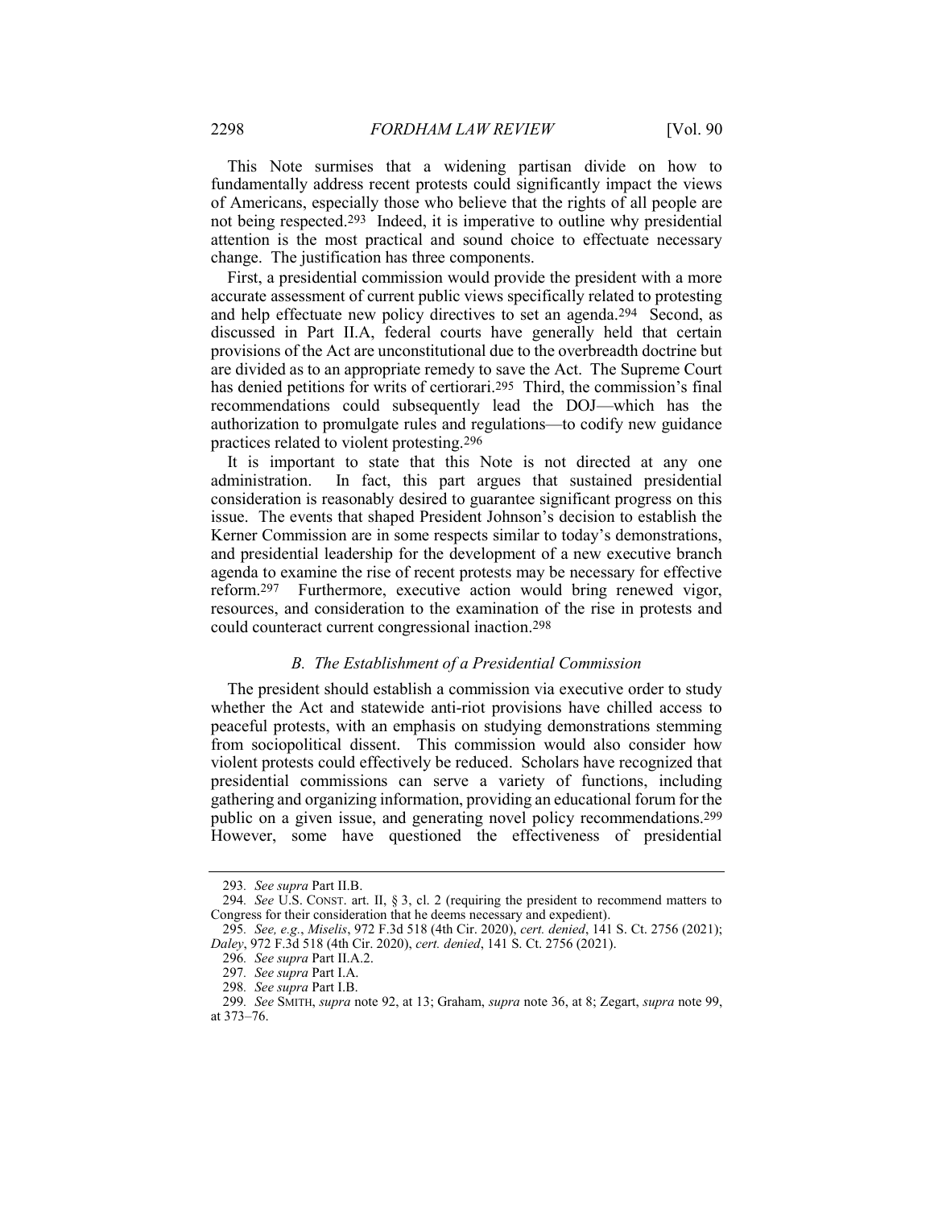This Note surmises that a widening partisan divide on how to fundamentally address recent protests could significantly impact the views of Americans, especially those who believe that the rights of all people are not being respected.[293] Indeed, it is imperative to outline why presidential attention is the most practical and sound choice to effectuate necessary change. The justification has three components.

First, a presidential commission would provide the president with a more accurate assessment of current public views specifically related to protesting and help effectuate new policy directives to set an agenda.[294] Second, as discussed in Part II.A, federal courts have generally held that certain provisions of the Act are unconstitutional due to the overbreadth doctrine but are divided as to an appropriate remedy to save the Act. The Supreme Court has denied petitions for writs of certiorari.[295] Third, the commission's final recommendations could subsequently lead the DOJ—which has the authorization to promulgate rules and regulations—to codify new guidance practices related to violent protesting.[296]

It is important to state that this Note is not directed at any one administration. In fact, this part argues that sustained presidential consideration is reasonably desired to guarantee significant progress on this issue. The events that shaped President Johnson's decision to establish the Kerner Commission are in some respects similar to today's demonstrations, and presidential leadership for the development of a new executive branch agenda to examine the rise of recent protests may be necessary for effective reform.[297] Furthermore, executive action would bring renewed vigor, resources, and consideration to the examination of the rise in protests and could counteract current congressional inaction.[298]

### *B. The Establishment of a Presidential Commission*

The president should establish a commission via executive order to study whether the Act and statewide anti-riot provisions have chilled access to peaceful protests, with an emphasis on studying demonstrations stemming from sociopolitical dissent. This commission would also consider how violent protests could effectively be reduced. Scholars have recognized that presidential commissions can serve a variety of functions, including gathering and organizing information, providing an educational forum for the public on a given issue, and generating novel policy recommendations.[299] However, some have questioned the effectiveness of presidential

---

293. *See supra* Part II.B.

294. *See* U.S. CONST. art. II, § 3, cl. 2 (requiring the president to recommend matters to Congress for their consideration that he deems necessary and expedient).

295. *See, e.g.*, *Miselis*, 972 F.3d 518 (4th Cir. 2020), *cert. denied*, 141 S. Ct. 2756 (2021); *Daley*, 972 F.3d 518 (4th Cir. 2020), *cert. denied*, 141 S. Ct. 2756 (2021).

296. *See supra* Part II.A.2.

297. *See supra* Part I.A.

298. *See supra* Part I.B.

299. *See* SMITH, *supra* note 92, at 13; Graham, *supra* note 36, at 8; Zegart, *supra* note 99, at 373–76.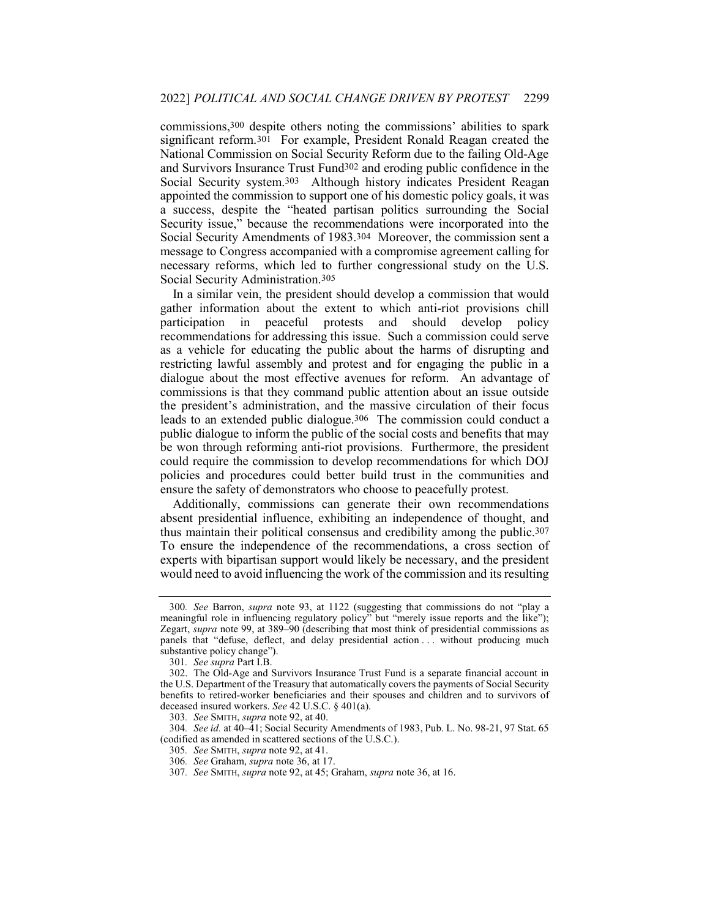commissions,[300] despite others noting the commissions' abilities to spark significant reform.[301] For example, President Ronald Reagan created the National Commission on Social Security Reform due to the failing Old-Age and Survivors Insurance Trust Fund[302] and eroding public confidence in the Social Security system.[303] Although history indicates President Reagan appointed the commission to support one of his domestic policy goals, it was a success, despite the "heated partisan politics surrounding the Social Security issue," because the recommendations were incorporated into the Social Security Amendments of 1983.[304] Moreover, the commission sent a message to Congress accompanied with a compromise agreement calling for necessary reforms, which led to further congressional study on the U.S. Social Security Administration.[305]

In a similar vein, the president should develop a commission that would gather information about the extent to which anti-riot provisions chill participation in peaceful protests and should develop policy recommendations for addressing this issue. Such a commission could serve as a vehicle for educating the public about the harms of disrupting and restricting lawful assembly and protest and for engaging the public in a dialogue about the most effective avenues for reform. An advantage of commissions is that they command public attention about an issue outside the president's administration, and the massive circulation of their focus leads to an extended public dialogue.[306] The commission could conduct a public dialogue to inform the public of the social costs and benefits that may be won through reforming anti-riot provisions. Furthermore, the president could require the commission to develop recommendations for which DOJ policies and procedures could better build trust in the communities and ensure the safety of demonstrators who choose to peacefully protest.

Additionally, commissions can generate their own recommendations absent presidential influence, exhibiting an independence of thought, and thus maintain their political consensus and credibility among the public.[307] To ensure the independence of the recommendations, a cross section of experts with bipartisan support would likely be necessary, and the president would need to avoid influencing the work of the commission and its resulting

---

300. *See* Barron, *supra* note 93, at 1122 (suggesting that commissions do not "play a meaningful role in influencing regulatory policy" but "merely issue reports and the like"); Zegart, *supra* note 99, at 389–90 (describing that most think of presidential commissions as panels that "defuse, deflect, and delay presidential action . . . without producing much substantive policy change").

301. *See supra* Part I.B.

302. The Old-Age and Survivors Insurance Trust Fund is a separate financial account in the U.S. Department of the Treasury that automatically covers the payments of Social Security benefits to retired-worker beneficiaries and their spouses and children and to survivors of deceased insured workers. *See* 42 U.S.C. § 401(a).

303. *See* SMITH, *supra* note 92, at 40.

304. *See id.* at 40–41; Social Security Amendments of 1983, Pub. L. No. 98-21, 97 Stat. 65 (codified as amended in scattered sections of the U.S.C.).

305. *See* SMITH, *supra* note 92, at 41.

306. *See* Graham, *supra* note 36, at 17.

307. *See* SMITH, *supra* note 92, at 45; Graham, *supra* note 36, at 16.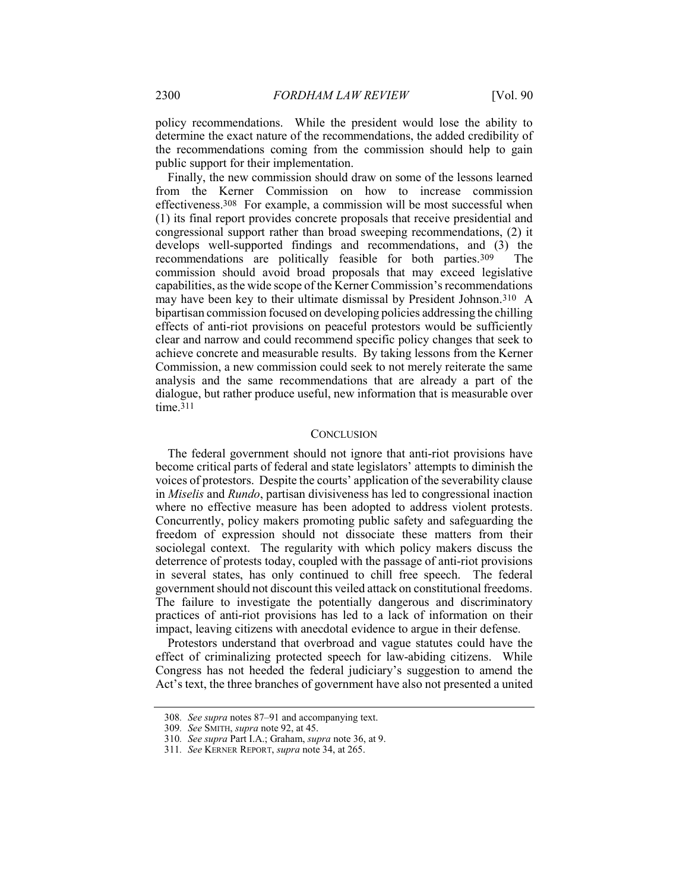policy recommendations. While the president would lose the ability to determine the exact nature of the recommendations, the added credibility of the recommendations coming from the commission should help to gain public support for their implementation.

Finally, the new commission should draw on some of the lessons learned from the Kerner Commission on how to increase commission effectiveness.[308] For example, a commission will be most successful when (1) its final report provides concrete proposals that receive presidential and congressional support rather than broad sweeping recommendations, (2) it develops well-supported findings and recommendations, and (3) the recommendations are politically feasible for both parties.[309] The commission should avoid broad proposals that may exceed legislative capabilities, as the wide scope of the Kerner Commission's recommendations may have been key to their ultimate dismissal by President Johnson.[310] A bipartisan commission focused on developing policies addressing the chilling effects of anti-riot provisions on peaceful protestors would be sufficiently clear and narrow and could recommend specific policy changes that seek to achieve concrete and measurable results. By taking lessons from the Kerner Commission, a new commission could seek to not merely reiterate the same analysis and the same recommendations that are already a part of the dialogue, but rather produce useful, new information that is measurable over time.[311]

## CONCLUSION

The federal government should not ignore that anti-riot provisions have become critical parts of federal and state legislators' attempts to diminish the voices of protestors. Despite the courts' application of the severability clause in *Miselis* and *Rundo*, partisan divisiveness has led to congressional inaction where no effective measure has been adopted to address violent protests. Concurrently, policy makers promoting public safety and safeguarding the freedom of expression should not dissociate these matters from their sociolegal context. The regularity with which policy makers discuss the deterrence of protests today, coupled with the passage of anti-riot provisions in several states, has only continued to chill free speech. The federal government should not discount this veiled attack on constitutional freedoms. The failure to investigate the potentially dangerous and discriminatory practices of anti-riot provisions has led to a lack of information on their impact, leaving citizens with anecdotal evidence to argue in their defense.

Protestors understand that overbroad and vague statutes could have the effect of criminalizing protected speech for law-abiding citizens. While Congress has not heeded the federal judiciary's suggestion to amend the Act's text, the three branches of government have also not presented a united

---

308. *See supra* notes 87–91 and accompanying text.

309. *See* SMITH, *supra* note 92, at 45.

310. *See supra* Part I.A.; Graham, *supra* note 36, at 9.

311. *See* KERNER REPORT, *supra* note 34, at 265.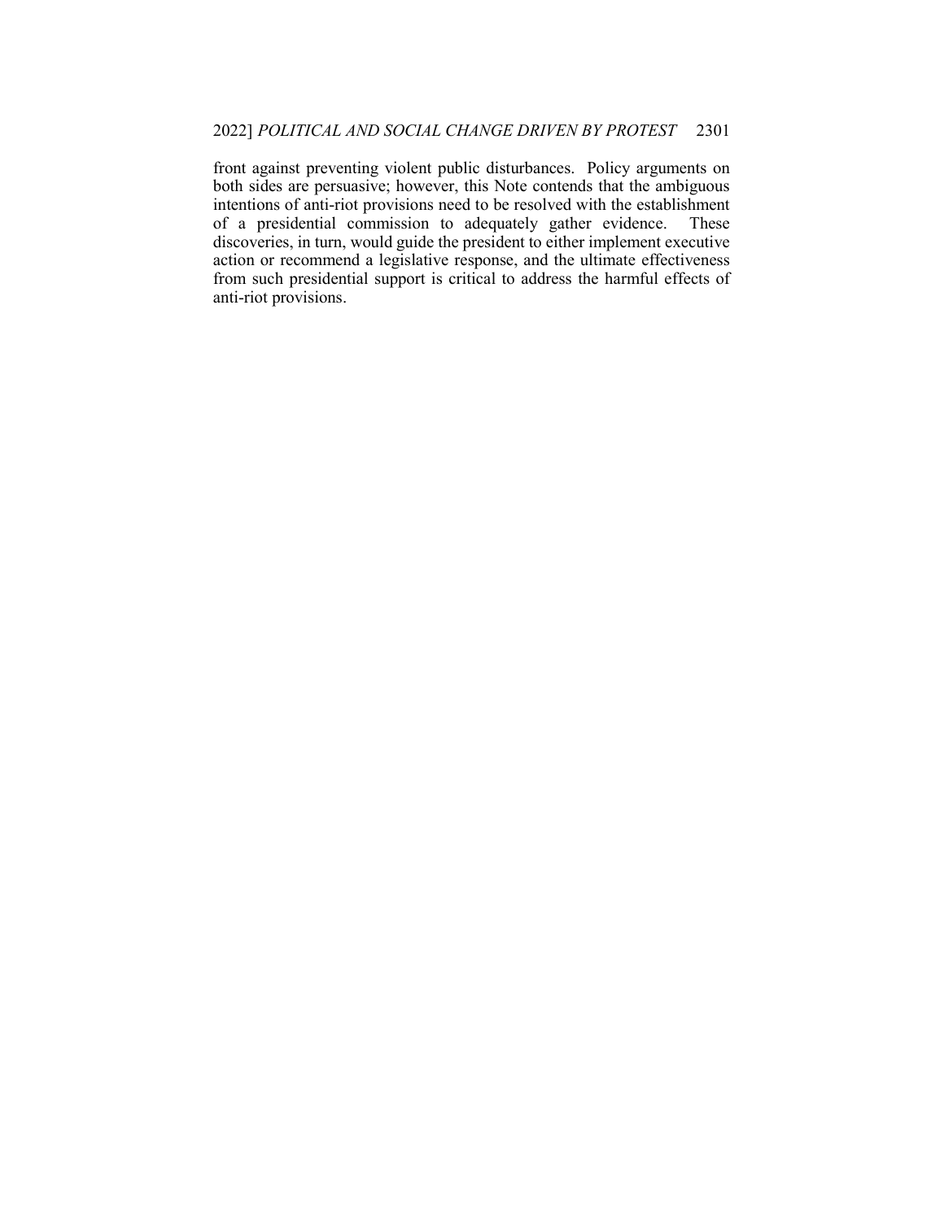front against preventing violent public disturbances. Policy arguments on both sides are persuasive; however, this Note contends that the ambiguous intentions of anti-riot provisions need to be resolved with the establishment of a presidential commission to adequately gather evidence. These discoveries, in turn, would guide the president to either implement executive action or recommend a legislative response, and the ultimate effectiveness from such presidential support is critical to address the harmful effects of anti-riot provisions.